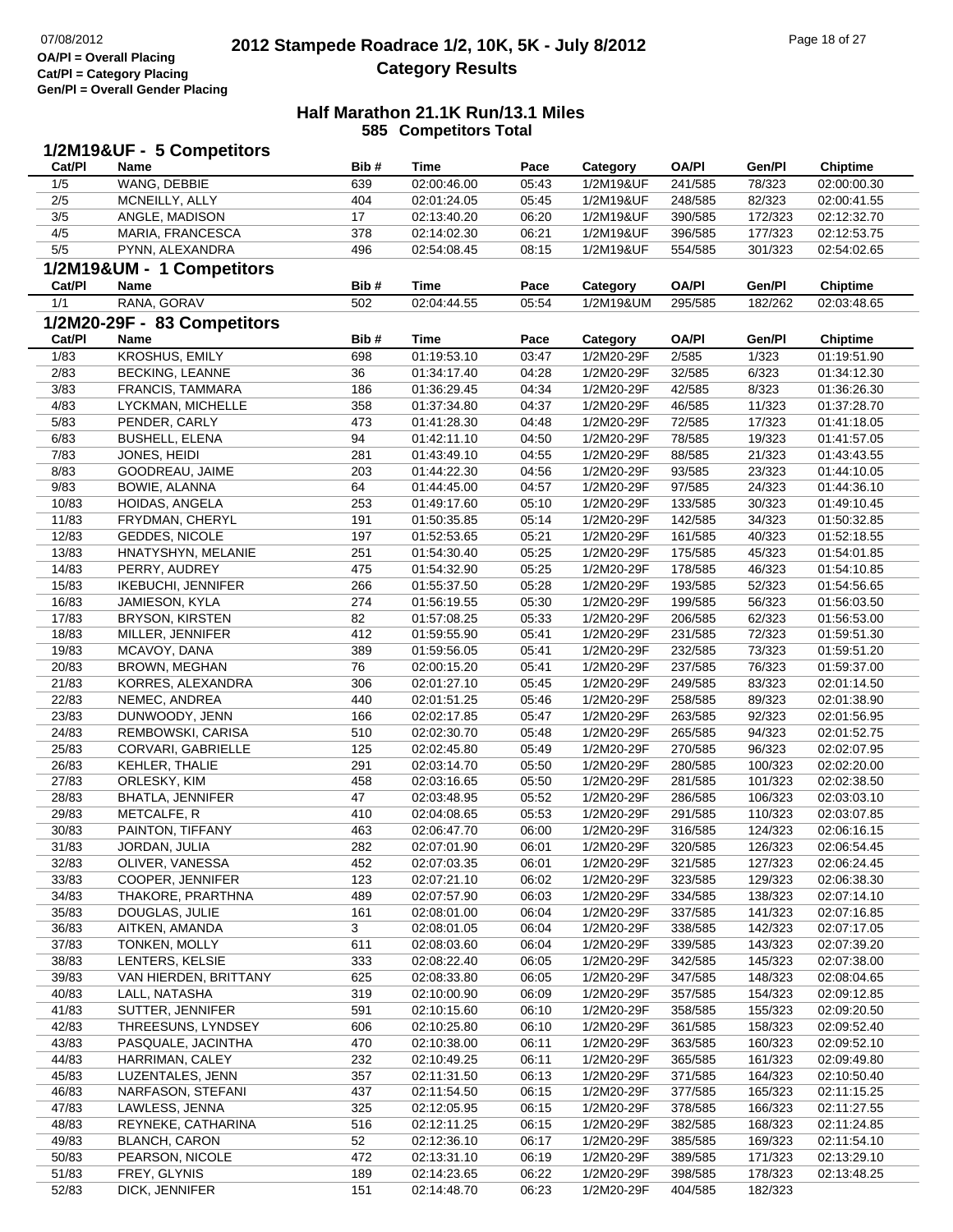# 2012 Stampede Roadrace 1/2, 10K, 5K - July 8/2012

## Category Results

OA/Pl = Overall Placing
Cat/Pl = Category Placing
Gen/Pl = Overall Gender Placing

### Half Marathon 21.1K Run/13.1 Miles

585 Competitors Total

### 1/2M19&UF - 5 Competitors

| Cat/Pl | Name | Bib # | Time | Pace | Category | OA/Pl | Gen/Pl | Chiptime |
|---|---|---|---|---|---|---|---|---|
| 1/5 | WANG, DEBBIE | 639 | 02:00:46.00 | 05:43 | 1/2M19&UF | 241/585 | 78/323 | 02:00:00.30 |
| 2/5 | MCNEILLY, ALLY | 404 | 02:01:24.05 | 05:45 | 1/2M19&UF | 248/585 | 82/323 | 02:00:41.55 |
| 3/5 | ANGLE, MADISON | 17 | 02:13:40.20 | 06:20 | 1/2M19&UF | 390/585 | 172/323 | 02:12:32.70 |
| 4/5 | MARIA, FRANCESCA | 378 | 02:14:02.30 | 06:21 | 1/2M19&UF | 396/585 | 177/323 | 02:12:53.75 |
| 5/5 | PYNN, ALEXANDRA | 496 | 02:54:08.45 | 08:15 | 1/2M19&UF | 554/585 | 301/323 | 02:54:02.65 |

### 1/2M19&UM - 1 Competitors

| Cat/Pl | Name | Bib # | Time | Pace | Category | OA/Pl | Gen/Pl | Chiptime |
|---|---|---|---|---|---|---|---|---|
| 1/1 | RANA, GORAV | 502 | 02:04:44.55 | 05:54 | 1/2M19&UM | 295/585 | 182/262 | 02:03:48.65 |

### 1/2M20-29F - 83 Competitors

| Cat/Pl | Name | Bib # | Time | Pace | Category | OA/Pl | Gen/Pl | Chiptime |
|---|---|---|---|---|---|---|---|---|
| 1/83 | KROSHUS, EMILY | 698 | 01:19:53.10 | 03:47 | 1/2M20-29F | 2/585 | 1/323 | 01:19:51.90 |
| 2/83 | BECKING, LEANNE | 36 | 01:34:17.40 | 04:28 | 1/2M20-29F | 32/585 | 6/323 | 01:34:12.30 |
| 3/83 | FRANCIS, TAMMARA | 186 | 01:36:29.45 | 04:34 | 1/2M20-29F | 42/585 | 8/323 | 01:36:26.30 |
| 4/83 | LYCKMAN, MICHELLE | 358 | 01:37:34.80 | 04:37 | 1/2M20-29F | 46/585 | 11/323 | 01:37:28.70 |
| 5/83 | PENDER, CARLY | 473 | 01:41:28.30 | 04:48 | 1/2M20-29F | 72/585 | 17/323 | 01:41:18.05 |
| 6/83 | BUSHELL, ELENA | 94 | 01:42:11.10 | 04:50 | 1/2M20-29F | 78/585 | 19/323 | 01:41:57.05 |
| 7/83 | JONES, HEIDI | 281 | 01:43:49.10 | 04:55 | 1/2M20-29F | 88/585 | 21/323 | 01:43:43.55 |
| 8/83 | GOODREAU, JAIME | 203 | 01:44:22.30 | 04:56 | 1/2M20-29F | 93/585 | 23/323 | 01:44:10.05 |
| 9/83 | BOWIE, ALANNA | 64 | 01:44:45.00 | 04:57 | 1/2M20-29F | 97/585 | 24/323 | 01:44:36.10 |
| 10/83 | HOIDAS, ANGELA | 253 | 01:49:17.60 | 05:10 | 1/2M20-29F | 133/585 | 30/323 | 01:49:10.45 |
| 11/83 | FRYDMAN, CHERYL | 191 | 01:50:35.85 | 05:14 | 1/2M20-29F | 142/585 | 34/323 | 01:50:32.85 |
| 12/83 | GEDDES, NICOLE | 197 | 01:52:53.65 | 05:21 | 1/2M20-29F | 161/585 | 40/323 | 01:52:18.55 |
| 13/83 | HNATYSHYN, MELANIE | 251 | 01:54:30.40 | 05:25 | 1/2M20-29F | 175/585 | 45/323 | 01:54:01.85 |
| 14/83 | PERRY, AUDREY | 475 | 01:54:32.90 | 05:25 | 1/2M20-29F | 178/585 | 46/323 | 01:54:10.85 |
| 15/83 | IKEBUCHI, JENNIFER | 266 | 01:55:37.50 | 05:28 | 1/2M20-29F | 193/585 | 52/323 | 01:54:56.65 |
| 16/83 | JAMIESON, KYLA | 274 | 01:56:19.55 | 05:30 | 1/2M20-29F | 199/585 | 56/323 | 01:56:03.50 |
| 17/83 | BRYSON, KIRSTEN | 82 | 01:57:08.25 | 05:33 | 1/2M20-29F | 206/585 | 62/323 | 01:56:53.00 |
| 18/83 | MILLER, JENNIFER | 412 | 01:59:55.90 | 05:41 | 1/2M20-29F | 231/585 | 72/323 | 01:59:51.30 |
| 19/83 | MCAVOY, DANA | 389 | 01:59:56.05 | 05:41 | 1/2M20-29F | 232/585 | 73/323 | 01:59:51.20 |
| 20/83 | BROWN, MEGHAN | 76 | 02:00:15.20 | 05:41 | 1/2M20-29F | 237/585 | 76/323 | 01:59:37.00 |
| 21/83 | KORRES, ALEXANDRA | 306 | 02:01:27.10 | 05:45 | 1/2M20-29F | 249/585 | 83/323 | 02:01:14.50 |
| 22/83 | NEMEC, ANDREA | 440 | 02:01:51.25 | 05:46 | 1/2M20-29F | 258/585 | 89/323 | 02:01:38.90 |
| 23/83 | DUNWOODY, JENN | 166 | 02:02:17.85 | 05:47 | 1/2M20-29F | 263/585 | 92/323 | 02:01:56.95 |
| 24/83 | REMBOWSKI, CARISA | 510 | 02:02:30.70 | 05:48 | 1/2M20-29F | 265/585 | 94/323 | 02:01:52.75 |
| 25/83 | CORVARI, GABRIELLE | 125 | 02:02:45.80 | 05:49 | 1/2M20-29F | 270/585 | 96/323 | 02:02:07.95 |
| 26/83 | KEHLER, THALIE | 291 | 02:03:14.70 | 05:50 | 1/2M20-29F | 280/585 | 100/323 | 02:02:20.00 |
| 27/83 | ORLESKY, KIM | 458 | 02:03:16.65 | 05:50 | 1/2M20-29F | 281/585 | 101/323 | 02:02:38.50 |
| 28/83 | BHATLA, JENNIFER | 47 | 02:03:48.95 | 05:52 | 1/2M20-29F | 286/585 | 106/323 | 02:03:03.10 |
| 29/83 | METCALFE, R | 410 | 02:04:08.65 | 05:53 | 1/2M20-29F | 291/585 | 110/323 | 02:03:07.85 |
| 30/83 | PAINTON, TIFFANY | 463 | 02:06:47.70 | 06:00 | 1/2M20-29F | 316/585 | 124/323 | 02:06:16.15 |
| 31/83 | JORDAN, JULIA | 282 | 02:07:01.90 | 06:01 | 1/2M20-29F | 320/585 | 126/323 | 02:06:54.45 |
| 32/83 | OLIVER, VANESSA | 452 | 02:07:03.35 | 06:01 | 1/2M20-29F | 321/585 | 127/323 | 02:06:24.45 |
| 33/83 | COOPER, JENNIFER | 123 | 02:07:21.10 | 06:02 | 1/2M20-29F | 323/585 | 129/323 | 02:06:38.30 |
| 34/83 | THAKORE, PRARTHNA | 489 | 02:07:57.90 | 06:03 | 1/2M20-29F | 334/585 | 138/323 | 02:07:14.10 |
| 35/83 | DOUGLAS, JULIE | 161 | 02:08:01.00 | 06:04 | 1/2M20-29F | 337/585 | 141/323 | 02:07:16.85 |
| 36/83 | AITKEN, AMANDA | 3 | 02:08:01.05 | 06:04 | 1/2M20-29F | 338/585 | 142/323 | 02:07:17.05 |
| 37/83 | TONKEN, MOLLY | 611 | 02:08:03.60 | 06:04 | 1/2M20-29F | 339/585 | 143/323 | 02:07:39.20 |
| 38/83 | LENTERS, KELSIE | 333 | 02:08:22.40 | 06:05 | 1/2M20-29F | 342/585 | 145/323 | 02:07:38.00 |
| 39/83 | VAN HIERDEN, BRITTANY | 625 | 02:08:33.80 | 06:05 | 1/2M20-29F | 347/585 | 148/323 | 02:08:04.65 |
| 40/83 | LALL, NATASHA | 319 | 02:10:00.90 | 06:09 | 1/2M20-29F | 357/585 | 154/323 | 02:09:12.85 |
| 41/83 | SUTTER, JENNIFER | 591 | 02:10:15.60 | 06:10 | 1/2M20-29F | 358/585 | 155/323 | 02:09:20.50 |
| 42/83 | THREESUNS, LYNDSEY | 606 | 02:10:25.80 | 06:10 | 1/2M20-29F | 361/585 | 158/323 | 02:09:52.40 |
| 43/83 | PASQUALE, JACINTHA | 470 | 02:10:38.00 | 06:11 | 1/2M20-29F | 363/585 | 160/323 | 02:09:52.10 |
| 44/83 | HARRIMAN, CALEY | 232 | 02:10:49.25 | 06:11 | 1/2M20-29F | 365/585 | 161/323 | 02:09:49.80 |
| 45/83 | LUZENTALES, JENN | 357 | 02:11:31.50 | 06:13 | 1/2M20-29F | 371/585 | 164/323 | 02:10:50.40 |
| 46/83 | NARFASON, STEFANI | 437 | 02:11:54.50 | 06:15 | 1/2M20-29F | 377/585 | 165/323 | 02:11:15.25 |
| 47/83 | LAWLESS, JENNA | 325 | 02:12:05.95 | 06:15 | 1/2M20-29F | 378/585 | 166/323 | 02:11:27.55 |
| 48/83 | REYNEKE, CATHARINA | 516 | 02:12:11.25 | 06:15 | 1/2M20-29F | 382/585 | 168/323 | 02:11:24.85 |
| 49/83 | BLANCH, CARON | 52 | 02:12:36.10 | 06:17 | 1/2M20-29F | 385/585 | 169/323 | 02:11:54.10 |
| 50/83 | PEARSON, NICOLE | 472 | 02:13:31.10 | 06:19 | 1/2M20-29F | 389/585 | 171/323 | 02:13:29.10 |
| 51/83 | FREY, GLYNIS | 189 | 02:14:23.65 | 06:22 | 1/2M20-29F | 398/585 | 178/323 | 02:13:48.25 |
| 52/83 | DICK, JENNIFER | 151 | 02:14:48.70 | 06:23 | 1/2M20-29F | 404/585 | 182/323 | |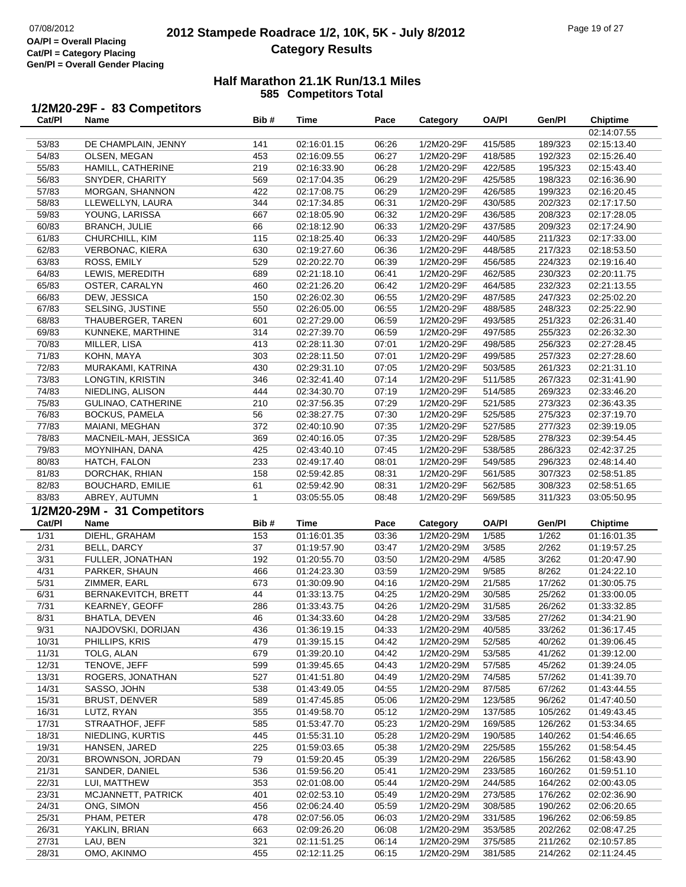OA/Pl = Overall Placing
Cat/Pl = Category Placing
Gen/Pl = Overall Gender Placing

# 2012 Stampede Roadrace 1/2, 10K, 5K - July 8/2012
## Category Results

### Half Marathon 21.1K Run/13.1 Miles
### 585 Competitors Total

## 1/2M20-29F - 83 Competitors

| Cat/Pl | Name | Bib # | Time | Pace | Category | OA/Pl | Gen/Pl | Chiptime |
|---|---|---|---|---|---|---|---|---|
| | | | | | | | | 02:14:07.55 |
| 53/83 | DE CHAMPLAIN, JENNY | 141 | 02:16:01.15 | 06:26 | 1/2M20-29F | 415/585 | 189/323 | 02:15:13.40 |
| 54/83 | OLSEN, MEGAN | 453 | 02:16:09.55 | 06:27 | 1/2M20-29F | 418/585 | 192/323 | 02:15:26.40 |
| 55/83 | HAMILL, CATHERINE | 219 | 02:16:33.90 | 06:28 | 1/2M20-29F | 422/585 | 195/323 | 02:15:43.40 |
| 56/83 | SNYDER, CHARITY | 569 | 02:17:04.35 | 06:29 | 1/2M20-29F | 425/585 | 198/323 | 02:16:36.90 |
| 57/83 | MORGAN, SHANNON | 422 | 02:17:08.75 | 06:29 | 1/2M20-29F | 426/585 | 199/323 | 02:16:20.45 |
| 58/83 | LLEWELLYN, LAURA | 344 | 02:17:34.85 | 06:31 | 1/2M20-29F | 430/585 | 202/323 | 02:17:17.50 |
| 59/83 | YOUNG, LARISSA | 667 | 02:18:05.90 | 06:32 | 1/2M20-29F | 436/585 | 208/323 | 02:17:28.05 |
| 60/83 | BRANCH, JULIE | 66 | 02:18:12.90 | 06:33 | 1/2M20-29F | 437/585 | 209/323 | 02:17:24.90 |
| 61/83 | CHURCHILL, KIM | 115 | 02:18:25.40 | 06:33 | 1/2M20-29F | 440/585 | 211/323 | 02:17:33.00 |
| 62/83 | VERBONAC, KIERA | 630 | 02:19:27.60 | 06:36 | 1/2M20-29F | 448/585 | 217/323 | 02:18:53.50 |
| 63/83 | ROSS, EMILY | 529 | 02:20:22.70 | 06:39 | 1/2M20-29F | 456/585 | 224/323 | 02:19:16.40 |
| 64/83 | LEWIS, MEREDITH | 689 | 02:21:18.10 | 06:41 | 1/2M20-29F | 462/585 | 230/323 | 02:20:11.75 |
| 65/83 | OSTER, CARALYN | 460 | 02:21:26.20 | 06:42 | 1/2M20-29F | 464/585 | 232/323 | 02:21:13.55 |
| 66/83 | DEW, JESSICA | 150 | 02:26:02.30 | 06:55 | 1/2M20-29F | 487/585 | 247/323 | 02:25:02.20 |
| 67/83 | SELSING, JUSTINE | 550 | 02:26:05.00 | 06:55 | 1/2M20-29F | 488/585 | 248/323 | 02:25:22.90 |
| 68/83 | THAUBERGER, TAREN | 601 | 02:27:29.00 | 06:59 | 1/2M20-29F | 493/585 | 251/323 | 02:26:31.40 |
| 69/83 | KUNNEKE, MARTHINE | 314 | 02:27:39.70 | 06:59 | 1/2M20-29F | 497/585 | 255/323 | 02:26:32.30 |
| 70/83 | MILLER, LISA | 413 | 02:28:11.30 | 07:01 | 1/2M20-29F | 498/585 | 256/323 | 02:27:28.45 |
| 71/83 | KOHN, MAYA | 303 | 02:28:11.50 | 07:01 | 1/2M20-29F | 499/585 | 257/323 | 02:27:28.60 |
| 72/83 | MURAKAMI, KATRINA | 430 | 02:29:31.10 | 07:05 | 1/2M20-29F | 503/585 | 261/323 | 02:21:31.10 |
| 73/83 | LONGTIN, KRISTIN | 346 | 02:32:41.40 | 07:14 | 1/2M20-29F | 511/585 | 267/323 | 02:31:41.90 |
| 74/83 | NIEDLING, ALISON | 444 | 02:34:30.70 | 07:19 | 1/2M20-29F | 514/585 | 269/323 | 02:33:46.20 |
| 75/83 | GULINAO, CATHERINE | 210 | 02:37:56.35 | 07:29 | 1/2M20-29F | 521/585 | 273/323 | 02:36:43.35 |
| 76/83 | BOCKUS, PAMELA | 56 | 02:38:27.75 | 07:30 | 1/2M20-29F | 525/585 | 275/323 | 02:37:19.70 |
| 77/83 | MAIANI, MEGHAN | 372 | 02:40:10.90 | 07:35 | 1/2M20-29F | 527/585 | 277/323 | 02:39:19.05 |
| 78/83 | MACNEIL-MAH, JESSICA | 369 | 02:40:16.05 | 07:35 | 1/2M20-29F | 528/585 | 278/323 | 02:39:54.45 |
| 79/83 | MOYNIHAN, DANA | 425 | 02:43:40.10 | 07:45 | 1/2M20-29F | 538/585 | 286/323 | 02:42:37.25 |
| 80/83 | HATCH, FALON | 233 | 02:49:17.40 | 08:01 | 1/2M20-29F | 549/585 | 296/323 | 02:48:14.40 |
| 81/83 | DORCHAK, RHIAN | 158 | 02:59:42.85 | 08:31 | 1/2M20-29F | 561/585 | 307/323 | 02:58:51.85 |
| 82/83 | BOUCHARD, EMILIE | 61 | 02:59:42.90 | 08:31 | 1/2M20-29F | 562/585 | 308/323 | 02:58:51.65 |
| 83/83 | ABREY, AUTUMN | 1 | 03:05:55.05 | 08:48 | 1/2M20-29F | 569/585 | 311/323 | 03:05:50.95 |

## 1/2M20-29M - 31 Competitors

| Cat/Pl | Name | Bib # | Time | Pace | Category | OA/Pl | Gen/Pl | Chiptime |
|---|---|---|---|---|---|---|---|---|
| 1/31 | DIEHL, GRAHAM | 153 | 01:16:01.35 | 03:36 | 1/2M20-29M | 1/585 | 1/262 | 01:16:01.35 |
| 2/31 | BELL, DARCY | 37 | 01:19:57.90 | 03:47 | 1/2M20-29M | 3/585 | 2/262 | 01:19:57.25 |
| 3/31 | FULLER, JONATHAN | 192 | 01:20:55.70 | 03:50 | 1/2M20-29M | 4/585 | 3/262 | 01:20:47.90 |
| 4/31 | PARKER, SHAUN | 466 | 01:24:23.30 | 03:59 | 1/2M20-29M | 9/585 | 8/262 | 01:24:22.10 |
| 5/31 | ZIMMER, EARL | 673 | 01:30:09.90 | 04:16 | 1/2M20-29M | 21/585 | 17/262 | 01:30:05.75 |
| 6/31 | BERNAKEVITCH, BRETT | 44 | 01:33:13.75 | 04:25 | 1/2M20-29M | 30/585 | 25/262 | 01:33:00.05 |
| 7/31 | KEARNEY, GEOFF | 286 | 01:33:43.75 | 04:26 | 1/2M20-29M | 31/585 | 26/262 | 01:33:32.85 |
| 8/31 | BHATLA, DEVEN | 46 | 01:34:33.60 | 04:28 | 1/2M20-29M | 33/585 | 27/262 | 01:34:21.90 |
| 9/31 | NAJDOVSKI, DORIJAN | 436 | 01:36:19.15 | 04:33 | 1/2M20-29M | 40/585 | 33/262 | 01:36:17.45 |
| 10/31 | PHILLIPS, KRIS | 479 | 01:39:15.15 | 04:42 | 1/2M20-29M | 52/585 | 40/262 | 01:39:06.45 |
| 11/31 | TOLG, ALAN | 679 | 01:39:20.10 | 04:42 | 1/2M20-29M | 53/585 | 41/262 | 01:39:12.00 |
| 12/31 | TENOVE, JEFF | 599 | 01:39:45.65 | 04:43 | 1/2M20-29M | 57/585 | 45/262 | 01:39:24.05 |
| 13/31 | ROGERS, JONATHAN | 527 | 01:41:51.80 | 04:49 | 1/2M20-29M | 74/585 | 57/262 | 01:41:39.70 |
| 14/31 | SASSO, JOHN | 538 | 01:43:49.05 | 04:55 | 1/2M20-29M | 87/585 | 67/262 | 01:43:44.55 |
| 15/31 | BRUST, DENVER | 589 | 01:47:45.85 | 05:06 | 1/2M20-29M | 123/585 | 96/262 | 01:47:40.50 |
| 16/31 | LUTZ, RYAN | 355 | 01:49:58.70 | 05:12 | 1/2M20-29M | 137/585 | 105/262 | 01:49:43.45 |
| 17/31 | STRAATHOF, JEFF | 585 | 01:53:47.70 | 05:23 | 1/2M20-29M | 169/585 | 126/262 | 01:53:34.65 |
| 18/31 | NIEDLING, KURTIS | 445 | 01:55:31.10 | 05:28 | 1/2M20-29M | 190/585 | 140/262 | 01:54:46.65 |
| 19/31 | HANSEN, JARED | 225 | 01:59:03.65 | 05:38 | 1/2M20-29M | 225/585 | 155/262 | 01:58:54.45 |
| 20/31 | BROWNSON, JORDAN | 79 | 01:59:20.45 | 05:39 | 1/2M20-29M | 226/585 | 156/262 | 01:58:43.90 |
| 21/31 | SANDER, DANIEL | 536 | 01:59:56.20 | 05:41 | 1/2M20-29M | 233/585 | 160/262 | 01:59:51.10 |
| 22/31 | LUI, MATTHEW | 353 | 02:01:08.00 | 05:44 | 1/2M20-29M | 244/585 | 164/262 | 02:00:43.05 |
| 23/31 | MCJANNETT, PATRICK | 401 | 02:02:53.10 | 05:49 | 1/2M20-29M | 273/585 | 176/262 | 02:02:36.90 |
| 24/31 | ONG, SIMON | 456 | 02:06:24.40 | 05:59 | 1/2M20-29M | 308/585 | 190/262 | 02:06:20.65 |
| 25/31 | PHAM, PETER | 478 | 02:07:56.05 | 06:03 | 1/2M20-29M | 331/585 | 196/262 | 02:06:59.85 |
| 26/31 | YAKLIN, BRIAN | 663 | 02:09:26.20 | 06:08 | 1/2M20-29M | 353/585 | 202/262 | 02:08:47.25 |
| 27/31 | LAU, BEN | 321 | 02:11:51.25 | 06:14 | 1/2M20-29M | 375/585 | 211/262 | 02:10:57.85 |
| 28/31 | OMO, AKINMO | 455 | 02:12:11.25 | 06:15 | 1/2M20-29M | 381/585 | 214/262 | 02:11:24.45 |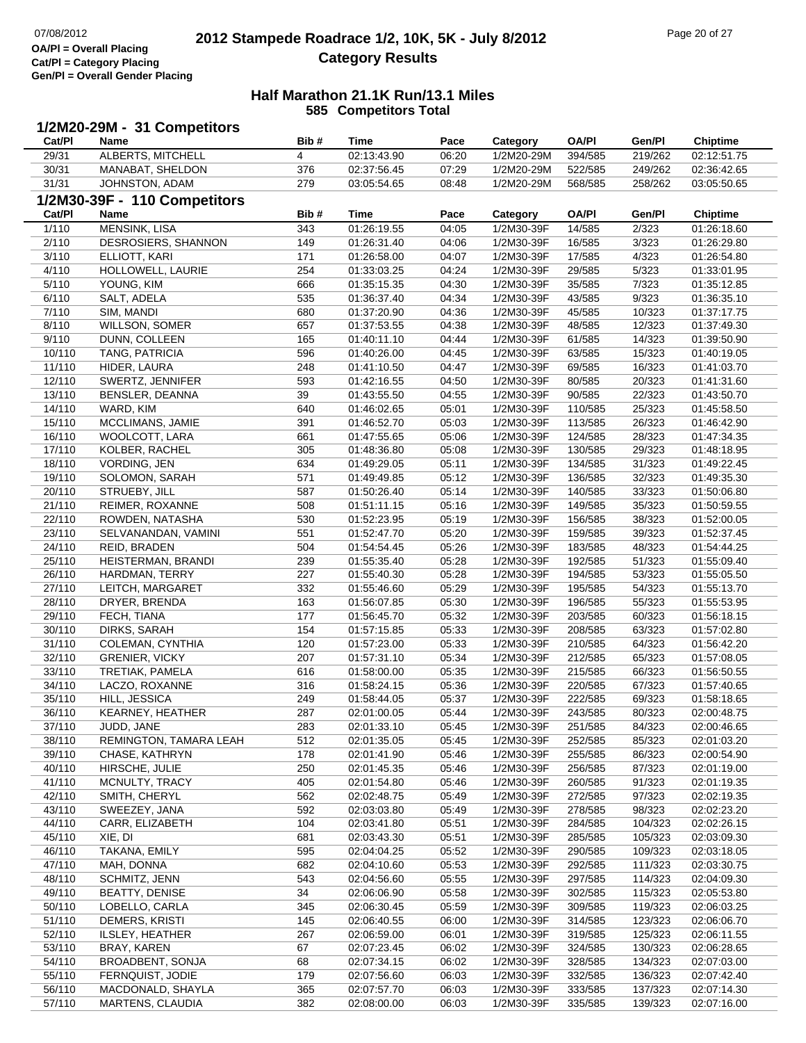# Half Marathon 21.1K Run/13.1 Miles

**585 Competitors Total**

## 1/2M20-29M - 31 Competitors

| Cat/Pl | Name | Bib # | Time | Pace | Category | OA/Pl | Gen/Pl | Chiptime |
|---|---|---|---|---|---|---|---|---|
| 29/31 | ALBERTS, MITCHELL | 4 | 02:13:43.90 | 06:20 | 1/2M20-29M | 394/585 | 219/262 | 02:12:51.75 |
| 30/31 | MANABAT, SHELDON | 376 | 02:37:56.45 | 07:29 | 1/2M20-29M | 522/585 | 249/262 | 02:36:42.65 |
| 31/31 | JOHNSTON, ADAM | 279 | 03:05:54.65 | 08:48 | 1/2M20-29M | 568/585 | 258/262 | 03:05:50.65 |

## 1/2M30-39F - 110 Competitors

| Cat/Pl | Name | Bib # | Time | Pace | Category | OA/Pl | Gen/Pl | Chiptime |
|---|---|---|---|---|---|---|---|---|
| 1/110 | MENSINK, LISA | 343 | 01:26:19.55 | 04:05 | 1/2M30-39F | 14/585 | 2/323 | 01:26:18.60 |
| 2/110 | DESROSIERS, SHANNON | 149 | 01:26:31.40 | 04:06 | 1/2M30-39F | 16/585 | 3/323 | 01:26:29.80 |
| 3/110 | ELLIOTT, KARI | 171 | 01:26:58.00 | 04:07 | 1/2M30-39F | 17/585 | 4/323 | 01:26:54.80 |
| 4/110 | HOLLOWELL, LAURIE | 254 | 01:33:03.25 | 04:24 | 1/2M30-39F | 29/585 | 5/323 | 01:33:01.95 |
| 5/110 | YOUNG, KIM | 666 | 01:35:15.35 | 04:30 | 1/2M30-39F | 35/585 | 7/323 | 01:35:12.85 |
| 6/110 | SALT, ADELA | 535 | 01:36:37.40 | 04:34 | 1/2M30-39F | 43/585 | 9/323 | 01:36:35.10 |
| 7/110 | SIM, MANDI | 680 | 01:37:20.90 | 04:36 | 1/2M30-39F | 45/585 | 10/323 | 01:37:17.75 |
| 8/110 | WILLSON, SOMER | 657 | 01:37:53.55 | 04:38 | 1/2M30-39F | 48/585 | 12/323 | 01:37:49.30 |
| 9/110 | DUNN, COLLEEN | 165 | 01:40:11.10 | 04:44 | 1/2M30-39F | 61/585 | 14/323 | 01:39:50.90 |
| 10/110 | TANG, PATRICIA | 596 | 01:40:26.00 | 04:45 | 1/2M30-39F | 63/585 | 15/323 | 01:40:19.05 |
| 11/110 | HIDER, LAURA | 248 | 01:41:10.50 | 04:47 | 1/2M30-39F | 69/585 | 16/323 | 01:41:03.70 |
| 12/110 | SWERTZ, JENNIFER | 593 | 01:42:16.55 | 04:50 | 1/2M30-39F | 80/585 | 20/323 | 01:41:31.60 |
| 13/110 | BENSLER, DEANNA | 39 | 01:43:55.50 | 04:55 | 1/2M30-39F | 90/585 | 22/323 | 01:43:50.70 |
| 14/110 | WARD, KIM | 640 | 01:46:02.65 | 05:01 | 1/2M30-39F | 110/585 | 25/323 | 01:45:58.50 |
| 15/110 | MCCLIMANS, JAMIE | 391 | 01:46:52.70 | 05:03 | 1/2M30-39F | 113/585 | 26/323 | 01:46:42.90 |
| 16/110 | WOOLCOTT, LARA | 661 | 01:47:55.65 | 05:06 | 1/2M30-39F | 124/585 | 28/323 | 01:47:34.35 |
| 17/110 | KOLBER, RACHEL | 305 | 01:48:36.80 | 05:08 | 1/2M30-39F | 130/585 | 29/323 | 01:48:18.95 |
| 18/110 | VORDING, JEN | 634 | 01:49:29.05 | 05:11 | 1/2M30-39F | 134/585 | 31/323 | 01:49:22.45 |
| 19/110 | SOLOMON, SARAH | 571 | 01:49:49.85 | 05:12 | 1/2M30-39F | 136/585 | 32/323 | 01:49:35.30 |
| 20/110 | STRUEBY, JILL | 587 | 01:50:26.40 | 05:14 | 1/2M30-39F | 140/585 | 33/323 | 01:50:06.80 |
| 21/110 | REIMER, ROXANNE | 508 | 01:51:11.15 | 05:16 | 1/2M30-39F | 149/585 | 35/323 | 01:50:59.55 |
| 22/110 | ROWDEN, NATASHA | 530 | 01:52:23.95 | 05:19 | 1/2M30-39F | 156/585 | 38/323 | 01:52:00.05 |
| 23/110 | SELVANANDAN, VAMINI | 551 | 01:52:47.70 | 05:20 | 1/2M30-39F | 159/585 | 39/323 | 01:52:37.45 |
| 24/110 | REID, BRADEN | 504 | 01:54:54.45 | 05:26 | 1/2M30-39F | 183/585 | 48/323 | 01:54:44.25 |
| 25/110 | HEISTERMAN, BRANDI | 239 | 01:55:35.40 | 05:28 | 1/2M30-39F | 192/585 | 51/323 | 01:55:09.40 |
| 26/110 | HARDMAN, TERRY | 227 | 01:55:40.30 | 05:28 | 1/2M30-39F | 194/585 | 53/323 | 01:55:05.50 |
| 27/110 | LEITCH, MARGARET | 332 | 01:55:46.60 | 05:29 | 1/2M30-39F | 195/585 | 54/323 | 01:55:13.70 |
| 28/110 | DRYER, BRENDA | 163 | 01:56:07.85 | 05:30 | 1/2M30-39F | 196/585 | 55/323 | 01:55:53.95 |
| 29/110 | FECH, TIANA | 177 | 01:56:45.70 | 05:32 | 1/2M30-39F | 203/585 | 60/323 | 01:56:18.15 |
| 30/110 | DIRKS, SARAH | 154 | 01:57:15.85 | 05:33 | 1/2M30-39F | 208/585 | 63/323 | 01:57:02.80 |
| 31/110 | COLEMAN, CYNTHIA | 120 | 01:57:23.00 | 05:33 | 1/2M30-39F | 210/585 | 64/323 | 01:56:42.20 |
| 32/110 | GRENIER, VICKY | 207 | 01:57:31.10 | 05:34 | 1/2M30-39F | 212/585 | 65/323 | 01:57:08.05 |
| 33/110 | TRETIAK, PAMELA | 616 | 01:58:00.00 | 05:35 | 1/2M30-39F | 215/585 | 66/323 | 01:56:50.55 |
| 34/110 | LACZO, ROXANNE | 316 | 01:58:24.15 | 05:36 | 1/2M30-39F | 220/585 | 67/323 | 01:57:40.65 |
| 35/110 | HILL, JESSICA | 249 | 01:58:44.05 | 05:37 | 1/2M30-39F | 222/585 | 69/323 | 01:58:18.65 |
| 36/110 | KEARNEY, HEATHER | 287 | 02:01:00.05 | 05:44 | 1/2M30-39F | 243/585 | 80/323 | 02:00:48.75 |
| 37/110 | JUDD, JANE | 283 | 02:01:33.10 | 05:45 | 1/2M30-39F | 251/585 | 84/323 | 02:00:46.65 |
| 38/110 | REMINGTON, TAMARA LEAH | 512 | 02:01:35.05 | 05:45 | 1/2M30-39F | 252/585 | 85/323 | 02:01:03.20 |
| 39/110 | CHASE, KATHRYN | 178 | 02:01:41.90 | 05:46 | 1/2M30-39F | 255/585 | 86/323 | 02:00:54.90 |
| 40/110 | HIRSCHE, JULIE | 250 | 02:01:45.35 | 05:46 | 1/2M30-39F | 256/585 | 87/323 | 02:01:19.00 |
| 41/110 | MCNULTY, TRACY | 405 | 02:01:54.80 | 05:46 | 1/2M30-39F | 260/585 | 91/323 | 02:01:19.35 |
| 42/110 | SMITH, CHERYL | 562 | 02:02:48.75 | 05:49 | 1/2M30-39F | 272/585 | 97/323 | 02:02:19.35 |
| 43/110 | SWEEZEY, JANA | 592 | 02:03:03.80 | 05:49 | 1/2M30-39F | 278/585 | 98/323 | 02:02:23.20 |
| 44/110 | CARR, ELIZABETH | 104 | 02:03:41.80 | 05:51 | 1/2M30-39F | 284/585 | 104/323 | 02:02:26.15 |
| 45/110 | XIE, DI | 681 | 02:03:43.30 | 05:51 | 1/2M30-39F | 285/585 | 105/323 | 02:03:09.30 |
| 46/110 | TAKANA, EMILY | 595 | 02:04:04.25 | 05:52 | 1/2M30-39F | 290/585 | 109/323 | 02:03:18.05 |
| 47/110 | MAH, DONNA | 682 | 02:04:10.60 | 05:53 | 1/2M30-39F | 292/585 | 111/323 | 02:03:30.75 |
| 48/110 | SCHMITZ, JENN | 543 | 02:04:56.60 | 05:55 | 1/2M30-39F | 297/585 | 114/323 | 02:04:09.30 |
| 49/110 | BEATTY, DENISE | 34 | 02:06:06.90 | 05:58 | 1/2M30-39F | 302/585 | 115/323 | 02:05:53.80 |
| 50/110 | LOBELLO, CARLA | 345 | 02:06:30.45 | 05:59 | 1/2M30-39F | 309/585 | 119/323 | 02:06:03.25 |
| 51/110 | DEMERS, KRISTI | 145 | 02:06:40.55 | 06:00 | 1/2M30-39F | 314/585 | 123/323 | 02:06:06.70 |
| 52/110 | ILSLEY, HEATHER | 267 | 02:06:59.00 | 06:01 | 1/2M30-39F | 319/585 | 125/323 | 02:06:11.55 |
| 53/110 | BRAY, KAREN | 67 | 02:07:23.45 | 06:02 | 1/2M30-39F | 324/585 | 130/323 | 02:06:28.65 |
| 54/110 | BROADBENT, SONJA | 68 | 02:07:34.15 | 06:02 | 1/2M30-39F | 328/585 | 134/323 | 02:07:03.00 |
| 55/110 | FERNQUIST, JODIE | 179 | 02:07:56.60 | 06:03 | 1/2M30-39F | 332/585 | 136/323 | 02:07:42.40 |
| 56/110 | MACDONALD, SHAYLA | 365 | 02:07:57.70 | 06:03 | 1/2M30-39F | 333/585 | 137/323 | 02:07:14.30 |
| 57/110 | MARTENS, CLAUDIA | 382 | 02:08:00.00 | 06:03 | 1/2M30-39F | 335/585 | 139/323 | 02:07:16.00 |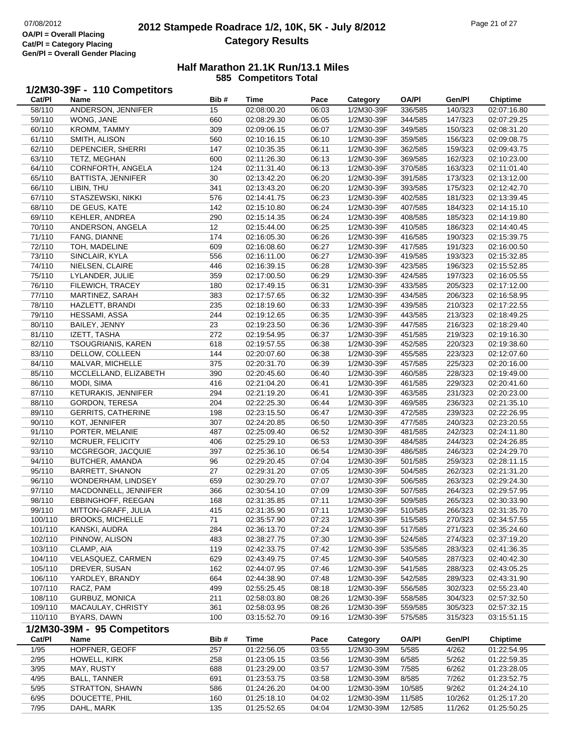# 2012 Stampede Roadrace 1/2, 10K, 5K - July 8/2012
## Category Results

OA/Pl = Overall Placing
Cat/Pl = Category Placing
Gen/Pl = Overall Gender Placing

### Half Marathon 21.1K Run/13.1 Miles
**585 Competitors Total**

### 1/2M30-39F - 110 Competitors

| Cat/Pl | Name | Bib # | Time | Pace | Category | OA/Pl | Gen/Pl | Chiptime |
|---|---|---|---|---|---|---|---|---|
| 58/110 | ANDERSON, JENNIFER | 15 | 02:08:00.20 | 06:03 | 1/2M30-39F | 336/585 | 140/323 | 02:07:16.80 |
| 59/110 | WONG, JANE | 660 | 02:08:29.30 | 06:05 | 1/2M30-39F | 344/585 | 147/323 | 02:07:29.25 |
| 60/110 | KROMM, TAMMY | 309 | 02:09:06.15 | 06:07 | 1/2M30-39F | 349/585 | 150/323 | 02:08:31.20 |
| 61/110 | SMITH, ALISON | 560 | 02:10:16.15 | 06:10 | 1/2M30-39F | 359/585 | 156/323 | 02:09:08.75 |
| 62/110 | DEPENCIER, SHERRI | 147 | 02:10:35.35 | 06:11 | 1/2M30-39F | 362/585 | 159/323 | 02:09:43.75 |
| 63/110 | TETZ, MEGHAN | 600 | 02:11:26.30 | 06:13 | 1/2M30-39F | 369/585 | 162/323 | 02:10:23.00 |
| 64/110 | CORNFORTH, ANGELA | 124 | 02:11:31.40 | 06:13 | 1/2M30-39F | 370/585 | 163/323 | 02:11:01.40 |
| 65/110 | BATTISTA, JENNIFER | 30 | 02:13:42.20 | 06:20 | 1/2M30-39F | 391/585 | 173/323 | 02:13:12.00 |
| 66/110 | LIBIN, THU | 341 | 02:13:43.20 | 06:20 | 1/2M30-39F | 393/585 | 175/323 | 02:12:42.70 |
| 67/110 | STASZEWSKI, NIKKI | 576 | 02:14:41.75 | 06:23 | 1/2M30-39F | 402/585 | 181/323 | 02:13:39.45 |
| 68/110 | DE GEUS, KATE | 142 | 02:15:10.80 | 06:24 | 1/2M30-39F | 407/585 | 184/323 | 02:14:15.10 |
| 69/110 | KEHLER, ANDREA | 290 | 02:15:14.35 | 06:24 | 1/2M30-39F | 408/585 | 185/323 | 02:14:19.80 |
| 70/110 | ANDERSON, ANGELA | 12 | 02:15:44.00 | 06:25 | 1/2M30-39F | 410/585 | 186/323 | 02:14:40.45 |
| 71/110 | FANG, DIANNE | 174 | 02:16:05.30 | 06:26 | 1/2M30-39F | 416/585 | 190/323 | 02:15:39.75 |
| 72/110 | TOH, MADELINE | 609 | 02:16:08.60 | 06:27 | 1/2M30-39F | 417/585 | 191/323 | 02:16:00.50 |
| 73/110 | SINCLAIR, KYLA | 556 | 02:16:11.00 | 06:27 | 1/2M30-39F | 419/585 | 193/323 | 02:15:32.85 |
| 74/110 | NIELSEN, CLAIRE | 446 | 02:16:39.15 | 06:28 | 1/2M30-39F | 423/585 | 196/323 | 02:15:52.85 |
| 75/110 | LYLANDER, JULIE | 359 | 02:17:00.50 | 06:29 | 1/2M30-39F | 424/585 | 197/323 | 02:16:05.55 |
| 76/110 | FILEWICH, TRACEY | 180 | 02:17:49.15 | 06:31 | 1/2M30-39F | 433/585 | 205/323 | 02:17:12.00 |
| 77/110 | MARTINEZ, SARAH | 383 | 02:17:57.65 | 06:32 | 1/2M30-39F | 434/585 | 206/323 | 02:16:58.95 |
| 78/110 | HAZLETT, BRANDI | 235 | 02:18:19.60 | 06:33 | 1/2M30-39F | 439/585 | 210/323 | 02:17:22.55 |
| 79/110 | HESSAMI, ASSA | 244 | 02:19:12.65 | 06:35 | 1/2M30-39F | 443/585 | 213/323 | 02:18:49.25 |
| 80/110 | BAILEY, JENNY | 23 | 02:19:23.50 | 06:36 | 1/2M30-39F | 447/585 | 216/323 | 02:18:29.40 |
| 81/110 | IZETT, TASHA | 272 | 02:19:54.95 | 06:37 | 1/2M30-39F | 451/585 | 219/323 | 02:19:16.30 |
| 82/110 | TSOUGRIANIS, KAREN | 618 | 02:19:57.55 | 06:38 | 1/2M30-39F | 452/585 | 220/323 | 02:19:38.60 |
| 83/110 | DELLOW, COLLEEN | 144 | 02:20:07.60 | 06:38 | 1/2M30-39F | 455/585 | 223/323 | 02:12:07.60 |
| 84/110 | MALVAR, MICHELLE | 375 | 02:20:31.70 | 06:39 | 1/2M30-39F | 457/585 | 225/323 | 02:20:16.00 |
| 85/110 | MCCLELLAND, ELIZABETH | 390 | 02:20:45.60 | 06:40 | 1/2M30-39F | 460/585 | 228/323 | 02:19:49.00 |
| 86/110 | MODI, SIMA | 416 | 02:21:04.20 | 06:41 | 1/2M30-39F | 461/585 | 229/323 | 02:20:41.60 |
| 87/110 | KETURAKIS, JENNIFER | 294 | 02:21:19.20 | 06:41 | 1/2M30-39F | 463/585 | 231/323 | 02:20:23.00 |
| 88/110 | GORDON, TERESA | 204 | 02:22:25.30 | 06:44 | 1/2M30-39F | 469/585 | 236/323 | 02:21:35.10 |
| 89/110 | GERRITS, CATHERINE | 198 | 02:23:15.50 | 06:47 | 1/2M30-39F | 472/585 | 239/323 | 02:22:26.95 |
| 90/110 | KOT, JENNIFER | 307 | 02:24:20.85 | 06:50 | 1/2M30-39F | 477/585 | 240/323 | 02:23:20.55 |
| 91/110 | PORTER, MELANIE | 487 | 02:25:09.40 | 06:52 | 1/2M30-39F | 481/585 | 242/323 | 02:24:11.80 |
| 92/110 | MCRUER, FELICITY | 406 | 02:25:29.10 | 06:53 | 1/2M30-39F | 484/585 | 244/323 | 02:24:26.85 |
| 93/110 | MCGREGOR, JACQUIE | 397 | 02:25:36.10 | 06:54 | 1/2M30-39F | 486/585 | 246/323 | 02:24:29.70 |
| 94/110 | BUTCHER, AMANDA | 96 | 02:29:20.45 | 07:04 | 1/2M30-39F | 501/585 | 259/323 | 02:28:11.15 |
| 95/110 | BARRETT, SHANON | 27 | 02:29:31.20 | 07:05 | 1/2M30-39F | 504/585 | 262/323 | 02:21:31.20 |
| 96/110 | WONDERHAM, LINDSEY | 659 | 02:30:29.70 | 07:07 | 1/2M30-39F | 506/585 | 263/323 | 02:29:24.30 |
| 97/110 | MACDONNELL, JENNIFER | 366 | 02:30:54.10 | 07:09 | 1/2M30-39F | 507/585 | 264/323 | 02:29:57.95 |
| 98/110 | EBBINGHOFF, REEGAN | 168 | 02:31:35.85 | 07:11 | 1/2M30-39F | 509/585 | 265/323 | 02:30:33.90 |
| 99/110 | MITTON-GRAFF, JULIA | 415 | 02:31:35.90 | 07:11 | 1/2M30-39F | 510/585 | 266/323 | 02:31:35.70 |
| 100/110 | BROOKS, MICHELLE | 71 | 02:35:57.90 | 07:23 | 1/2M30-39F | 515/585 | 270/323 | 02:34:57.55 |
| 101/110 | KANSKI, AUDRA | 284 | 02:36:13.70 | 07:24 | 1/2M30-39F | 517/585 | 271/323 | 02:35:24.60 |
| 102/110 | PINNOW, ALISON | 483 | 02:38:27.75 | 07:30 | 1/2M30-39F | 524/585 | 274/323 | 02:37:19.20 |
| 103/110 | CLAMP, AIA | 119 | 02:42:33.75 | 07:42 | 1/2M30-39F | 535/585 | 283/323 | 02:41:36.35 |
| 104/110 | VELASQUEZ, CARMEN | 629 | 02:43:49.75 | 07:45 | 1/2M30-39F | 540/585 | 287/323 | 02:40:42.30 |
| 105/110 | DREVER, SUSAN | 162 | 02:44:07.95 | 07:46 | 1/2M30-39F | 541/585 | 288/323 | 02:43:05.25 |
| 106/110 | YARDLEY, BRANDY | 664 | 02:44:38.90 | 07:48 | 1/2M30-39F | 542/585 | 289/323 | 02:43:31.90 |
| 107/110 | RACZ, PAM | 499 | 02:55:25.45 | 08:18 | 1/2M30-39F | 556/585 | 302/323 | 02:55:23.40 |
| 108/110 | GURBUZ, MONICA | 211 | 02:58:03.80 | 08:26 | 1/2M30-39F | 558/585 | 304/323 | 02:57:32.50 |
| 109/110 | MACAULAY, CHRISTY | 361 | 02:58:03.95 | 08:26 | 1/2M30-39F | 559/585 | 305/323 | 02:57:32.15 |
| 110/110 | BYARS, DAWN | 100 | 03:15:52.70 | 09:16 | 1/2M30-39F | 575/585 | 315/323 | 03:15:51.15 |

### 1/2M30-39M - 95 Competitors

| Cat/Pl | Name | Bib # | Time | Pace | Category | OA/Pl | Gen/Pl | Chiptime |
|---|---|---|---|---|---|---|---|---|
| 1/95 | HOPFNER, GEOFF | 257 | 01:22:56.05 | 03:55 | 1/2M30-39M | 5/585 | 4/262 | 01:22:54.95 |
| 2/95 | HOWELL, KIRK | 258 | 01:23:05.15 | 03:56 | 1/2M30-39M | 6/585 | 5/262 | 01:22:59.35 |
| 3/95 | MAY, RUSTY | 688 | 01:23:29.00 | 03:57 | 1/2M30-39M | 7/585 | 6/262 | 01:23:28.05 |
| 4/95 | BALL, TANNER | 691 | 01:23:53.75 | 03:58 | 1/2M30-39M | 8/585 | 7/262 | 01:23:52.75 |
| 5/95 | STRATTON, SHAWN | 586 | 01:24:26.20 | 04:00 | 1/2M30-39M | 10/585 | 9/262 | 01:24:24.10 |
| 6/95 | DOUCETTE, PHIL | 160 | 01:25:18.10 | 04:02 | 1/2M30-39M | 11/585 | 10/262 | 01:25:17.20 |
| 7/95 | DAHL, MARK | 135 | 01:25:52.65 | 04:04 | 1/2M30-39M | 12/585 | 11/262 | 01:25:50.25 |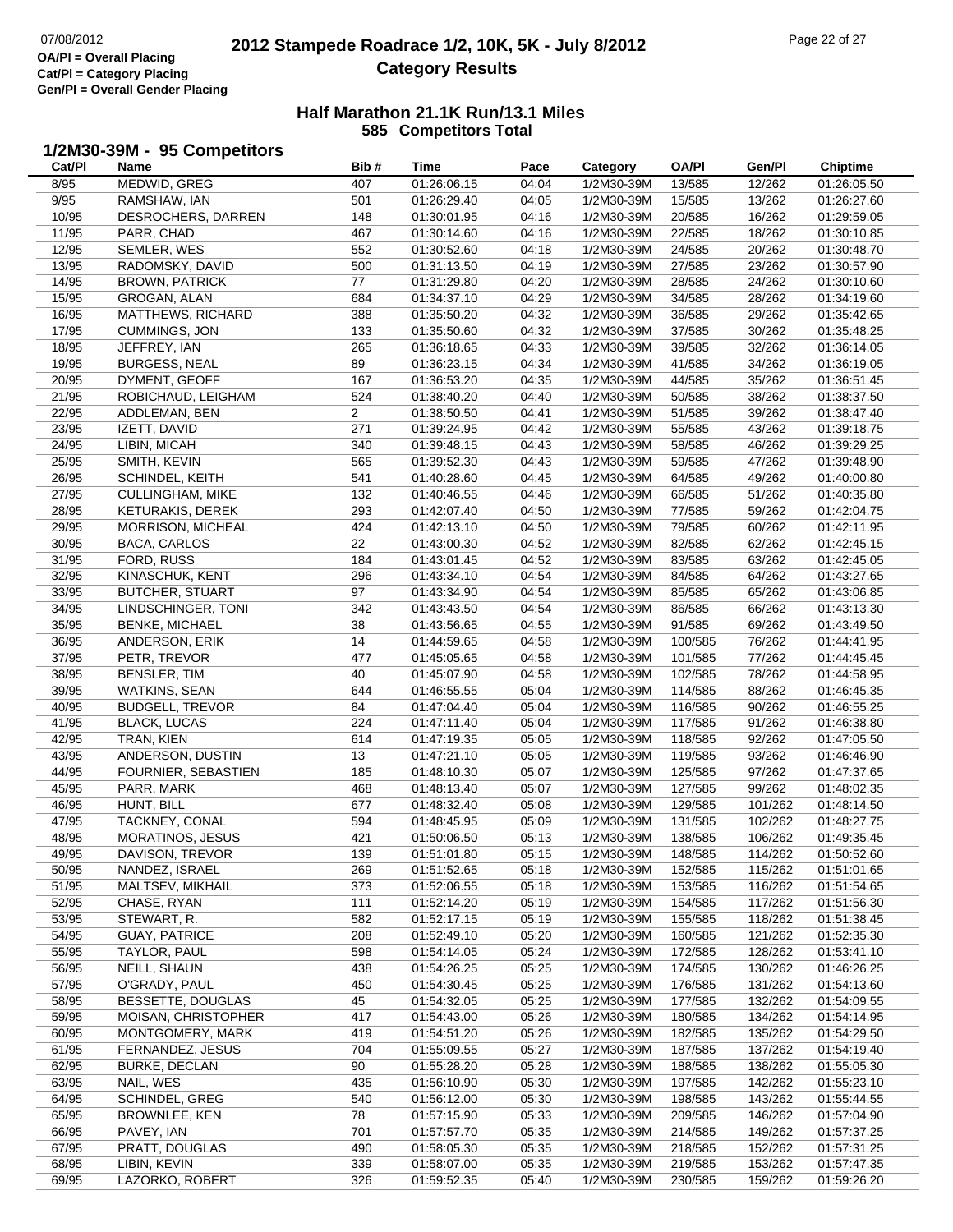# 2012 Stampede Roadrace 1/2, 10K, 5K - July 8/2012

## Category Results

OA/Pl = Overall Placing
Cat/Pl = Category Placing
Gen/Pl = Overall Gender Placing

### Half Marathon 21.1K Run/13.1 Miles

**585 Competitors Total**

### 1/2M30-39M - 95 Competitors

| Cat/Pl | Name | Bib # | Time | Pace | Category | OA/Pl | Gen/Pl | Chiptime |
|---|---|---|---|---|---|---|---|---|
| 8/95 | MEDWID, GREG | 407 | 01:26:06.15 | 04:04 | 1/2M30-39M | 13/585 | 12/262 | 01:26:05.50 |
| 9/95 | RAMSHAW, IAN | 501 | 01:26:29.40 | 04:05 | 1/2M30-39M | 15/585 | 13/262 | 01:26:27.60 |
| 10/95 | DESROCHERS, DARREN | 148 | 01:30:01.95 | 04:16 | 1/2M30-39M | 20/585 | 16/262 | 01:29:59.05 |
| 11/95 | PARR, CHAD | 467 | 01:30:14.60 | 04:16 | 1/2M30-39M | 22/585 | 18/262 | 01:30:10.85 |
| 12/95 | SEMLER, WES | 552 | 01:30:52.60 | 04:18 | 1/2M30-39M | 24/585 | 20/262 | 01:30:48.70 |
| 13/95 | RADOMSKY, DAVID | 500 | 01:31:13.50 | 04:19 | 1/2M30-39M | 27/585 | 23/262 | 01:30:57.90 |
| 14/95 | BROWN, PATRICK | 77 | 01:31:29.80 | 04:20 | 1/2M30-39M | 28/585 | 24/262 | 01:30:10.60 |
| 15/95 | GROGAN, ALAN | 684 | 01:34:37.10 | 04:29 | 1/2M30-39M | 34/585 | 28/262 | 01:34:19.60 |
| 16/95 | MATTHEWS, RICHARD | 388 | 01:35:50.20 | 04:32 | 1/2M30-39M | 36/585 | 29/262 | 01:35:42.65 |
| 17/95 | CUMMINGS, JON | 133 | 01:35:50.60 | 04:32 | 1/2M30-39M | 37/585 | 30/262 | 01:35:48.25 |
| 18/95 | JEFFREY, IAN | 265 | 01:36:18.65 | 04:33 | 1/2M30-39M | 39/585 | 32/262 | 01:36:14.05 |
| 19/95 | BURGESS, NEAL | 89 | 01:36:23.15 | 04:34 | 1/2M30-39M | 41/585 | 34/262 | 01:36:19.05 |
| 20/95 | DYMENT, GEOFF | 167 | 01:36:53.20 | 04:35 | 1/2M30-39M | 44/585 | 35/262 | 01:36:51.45 |
| 21/95 | ROBICHAUD, LEIGHAM | 524 | 01:38:40.20 | 04:40 | 1/2M30-39M | 50/585 | 38/262 | 01:38:37.50 |
| 22/95 | ADDLEMAN, BEN | 2 | 01:38:50.50 | 04:41 | 1/2M30-39M | 51/585 | 39/262 | 01:38:47.40 |
| 23/95 | IZETT, DAVID | 271 | 01:39:24.95 | 04:42 | 1/2M30-39M | 55/585 | 43/262 | 01:39:18.75 |
| 24/95 | LIBIN, MICAH | 340 | 01:39:48.15 | 04:43 | 1/2M30-39M | 58/585 | 46/262 | 01:39:29.25 |
| 25/95 | SMITH, KEVIN | 565 | 01:39:52.30 | 04:43 | 1/2M30-39M | 59/585 | 47/262 | 01:39:48.90 |
| 26/95 | SCHINDEL, KEITH | 541 | 01:40:28.60 | 04:45 | 1/2M30-39M | 64/585 | 49/262 | 01:40:00.80 |
| 27/95 | CULLINGHAM, MIKE | 132 | 01:40:46.55 | 04:46 | 1/2M30-39M | 66/585 | 51/262 | 01:40:35.80 |
| 28/95 | KETURAKIS, DEREK | 293 | 01:42:07.40 | 04:50 | 1/2M30-39M | 77/585 | 59/262 | 01:42:04.75 |
| 29/95 | MORRISON, MICHEAL | 424 | 01:42:13.10 | 04:50 | 1/2M30-39M | 79/585 | 60/262 | 01:42:11.95 |
| 30/95 | BACA, CARLOS | 22 | 01:43:00.30 | 04:52 | 1/2M30-39M | 82/585 | 62/262 | 01:42:45.15 |
| 31/95 | FORD, RUSS | 184 | 01:43:01.45 | 04:52 | 1/2M30-39M | 83/585 | 63/262 | 01:42:45.05 |
| 32/95 | KINASCHUK, KENT | 296 | 01:43:34.10 | 04:54 | 1/2M30-39M | 84/585 | 64/262 | 01:43:27.65 |
| 33/95 | BUTCHER, STUART | 97 | 01:43:34.90 | 04:54 | 1/2M30-39M | 85/585 | 65/262 | 01:43:06.85 |
| 34/95 | LINDSCHINGER, TONI | 342 | 01:43:43.50 | 04:54 | 1/2M30-39M | 86/585 | 66/262 | 01:43:13.30 |
| 35/95 | BENKE, MICHAEL | 38 | 01:43:56.65 | 04:55 | 1/2M30-39M | 91/585 | 69/262 | 01:43:49.50 |
| 36/95 | ANDERSON, ERIK | 14 | 01:44:59.65 | 04:58 | 1/2M30-39M | 100/585 | 76/262 | 01:44:41.95 |
| 37/95 | PETR, TREVOR | 477 | 01:45:05.65 | 04:58 | 1/2M30-39M | 101/585 | 77/262 | 01:44:45.45 |
| 38/95 | BENSLER, TIM | 40 | 01:45:07.90 | 04:58 | 1/2M30-39M | 102/585 | 78/262 | 01:44:58.95 |
| 39/95 | WATKINS, SEAN | 644 | 01:46:55.55 | 05:04 | 1/2M30-39M | 114/585 | 88/262 | 01:46:45.35 |
| 40/95 | BUDGELL, TREVOR | 84 | 01:47:04.40 | 05:04 | 1/2M30-39M | 116/585 | 90/262 | 01:46:55.25 |
| 41/95 | BLACK, LUCAS | 224 | 01:47:11.40 | 05:04 | 1/2M30-39M | 117/585 | 91/262 | 01:46:38.80 |
| 42/95 | TRAN, KIEN | 614 | 01:47:19.35 | 05:05 | 1/2M30-39M | 118/585 | 92/262 | 01:47:05.50 |
| 43/95 | ANDERSON, DUSTIN | 13 | 01:47:21.10 | 05:05 | 1/2M30-39M | 119/585 | 93/262 | 01:46:46.90 |
| 44/95 | FOURNIER, SEBASTIEN | 185 | 01:48:10.30 | 05:07 | 1/2M30-39M | 125/585 | 97/262 | 01:47:37.65 |
| 45/95 | PARR, MARK | 468 | 01:48:13.40 | 05:07 | 1/2M30-39M | 127/585 | 99/262 | 01:48:02.35 |
| 46/95 | HUNT, BILL | 677 | 01:48:32.40 | 05:08 | 1/2M30-39M | 129/585 | 101/262 | 01:48:14.50 |
| 47/95 | TACKNEY, CONAL | 594 | 01:48:45.95 | 05:09 | 1/2M30-39M | 131/585 | 102/262 | 01:48:27.75 |
| 48/95 | MORATINOS, JESUS | 421 | 01:50:06.50 | 05:13 | 1/2M30-39M | 138/585 | 106/262 | 01:49:35.45 |
| 49/95 | DAVISON, TREVOR | 139 | 01:51:01.80 | 05:15 | 1/2M30-39M | 148/585 | 114/262 | 01:50:52.60 |
| 50/95 | NANDEZ, ISRAEL | 269 | 01:51:52.65 | 05:18 | 1/2M30-39M | 152/585 | 115/262 | 01:51:01.65 |
| 51/95 | MALTSEV, MIKHAIL | 373 | 01:52:06.55 | 05:18 | 1/2M30-39M | 153/585 | 116/262 | 01:51:54.65 |
| 52/95 | CHASE, RYAN | 111 | 01:52:14.20 | 05:19 | 1/2M30-39M | 154/585 | 117/262 | 01:51:56.30 |
| 53/95 | STEWART, R. | 582 | 01:52:17.15 | 05:19 | 1/2M30-39M | 155/585 | 118/262 | 01:51:38.45 |
| 54/95 | GUAY, PATRICE | 208 | 01:52:49.10 | 05:20 | 1/2M30-39M | 160/585 | 121/262 | 01:52:35.30 |
| 55/95 | TAYLOR, PAUL | 598 | 01:54:14.05 | 05:24 | 1/2M30-39M | 172/585 | 128/262 | 01:53:41.10 |
| 56/95 | NEILL, SHAUN | 438 | 01:54:26.25 | 05:25 | 1/2M30-39M | 174/585 | 130/262 | 01:46:26.25 |
| 57/95 | O'GRADY, PAUL | 450 | 01:54:30.45 | 05:25 | 1/2M30-39M | 176/585 | 131/262 | 01:54:13.60 |
| 58/95 | BESSETTE, DOUGLAS | 45 | 01:54:32.05 | 05:25 | 1/2M30-39M | 177/585 | 132/262 | 01:54:09.55 |
| 59/95 | MOISAN, CHRISTOPHER | 417 | 01:54:43.00 | 05:26 | 1/2M30-39M | 180/585 | 134/262 | 01:54:14.95 |
| 60/95 | MONTGOMERY, MARK | 419 | 01:54:51.20 | 05:26 | 1/2M30-39M | 182/585 | 135/262 | 01:54:29.50 |
| 61/95 | FERNANDEZ, JESUS | 704 | 01:55:09.55 | 05:27 | 1/2M30-39M | 187/585 | 137/262 | 01:54:19.40 |
| 62/95 | BURKE, DECLAN | 90 | 01:55:28.20 | 05:28 | 1/2M30-39M | 188/585 | 138/262 | 01:55:05.30 |
| 63/95 | NAIL, WES | 435 | 01:56:10.90 | 05:30 | 1/2M30-39M | 197/585 | 142/262 | 01:55:23.10 |
| 64/95 | SCHINDEL, GREG | 540 | 01:56:12.00 | 05:30 | 1/2M30-39M | 198/585 | 143/262 | 01:55:44.55 |
| 65/95 | BROWNLEE, KEN | 78 | 01:57:15.90 | 05:33 | 1/2M30-39M | 209/585 | 146/262 | 01:57:04.90 |
| 66/95 | PAVEY, IAN | 701 | 01:57:57.70 | 05:35 | 1/2M30-39M | 214/585 | 149/262 | 01:57:37.25 |
| 67/95 | PRATT, DOUGLAS | 490 | 01:58:05.30 | 05:35 | 1/2M30-39M | 218/585 | 152/262 | 01:57:31.25 |
| 68/95 | LIBIN, KEVIN | 339 | 01:58:07.00 | 05:35 | 1/2M30-39M | 219/585 | 153/262 | 01:57:47.35 |
| 69/95 | LAZORKO, ROBERT | 326 | 01:59:52.35 | 05:40 | 1/2M30-39M | 230/585 | 159/262 | 01:59:26.20 |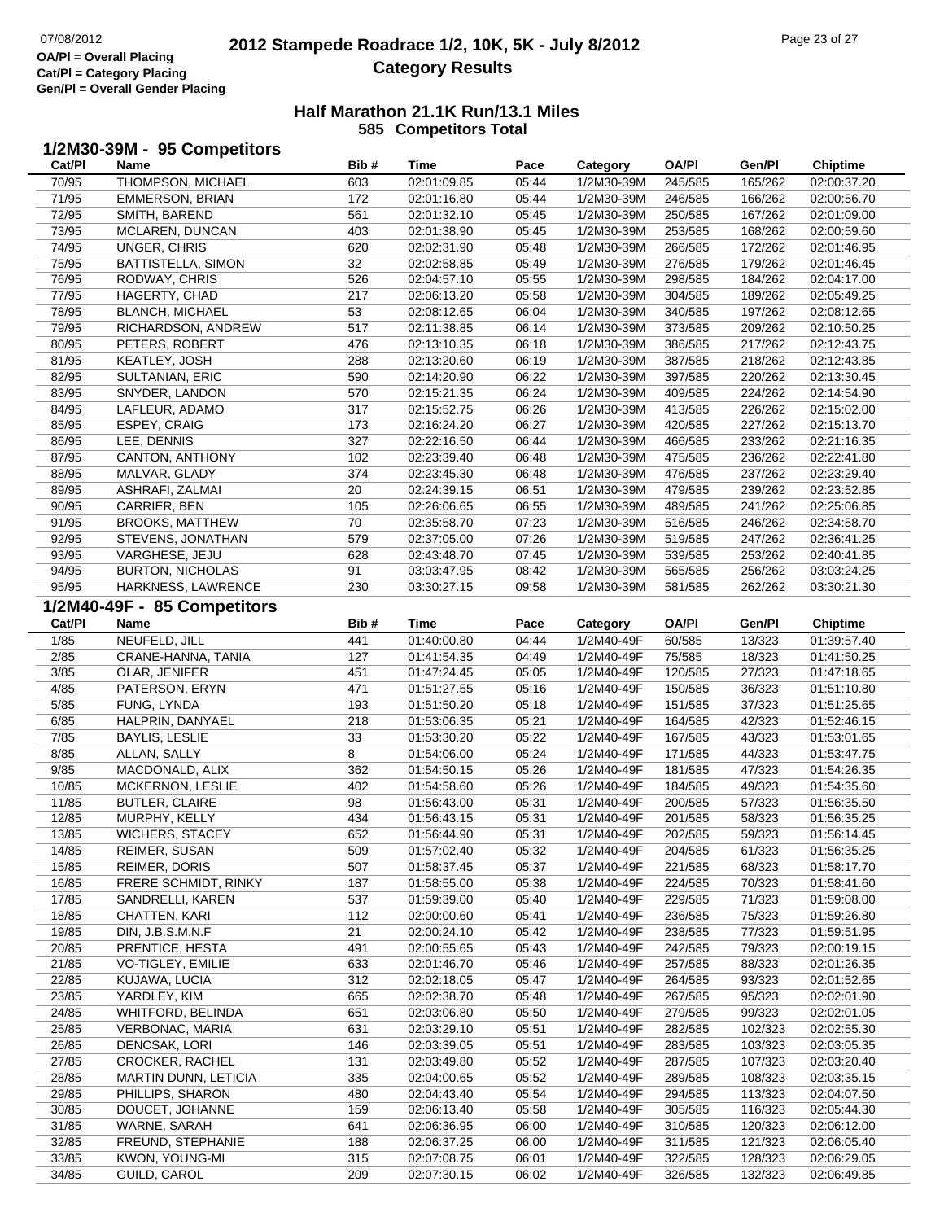# 2012 Stampede Roadrace 1/2, 10K, 5K - July 8/2012

## Category Results

OA/Pl = Overall Placing
Cat/Pl = Category Placing
Gen/Pl = Overall Gender Placing

### Half Marathon 21.1K Run/13.1 Miles
**585 Competitors Total**

### 1/2M30-39M - 95 Competitors

| Cat/Pl | Name | Bib # | Time | Pace | Category | OA/Pl | Gen/Pl | Chiptime |
|---|---|---|---|---|---|---|---|---|
| 70/95 | THOMPSON, MICHAEL | 603 | 02:01:09.85 | 05:44 | 1/2M30-39M | 245/585 | 165/262 | 02:00:37.20 |
| 71/95 | EMMERSON, BRIAN | 172 | 02:01:16.80 | 05:44 | 1/2M30-39M | 246/585 | 166/262 | 02:00:56.70 |
| 72/95 | SMITH, BAREND | 561 | 02:01:32.10 | 05:45 | 1/2M30-39M | 250/585 | 167/262 | 02:01:09.00 |
| 73/95 | MCLAREN, DUNCAN | 403 | 02:01:38.90 | 05:45 | 1/2M30-39M | 253/585 | 168/262 | 02:00:59.60 |
| 74/95 | UNGER, CHRIS | 620 | 02:02:31.90 | 05:48 | 1/2M30-39M | 266/585 | 172/262 | 02:01:46.95 |
| 75/95 | BATTISTELLA, SIMON | 32 | 02:02:58.85 | 05:49 | 1/2M30-39M | 276/585 | 179/262 | 02:01:46.45 |
| 76/95 | RODWAY, CHRIS | 526 | 02:04:57.10 | 05:55 | 1/2M30-39M | 298/585 | 184/262 | 02:04:17.00 |
| 77/95 | HAGERTY, CHAD | 217 | 02:06:13.20 | 05:58 | 1/2M30-39M | 304/585 | 189/262 | 02:05:49.25 |
| 78/95 | BLANCH, MICHAEL | 53 | 02:08:12.65 | 06:04 | 1/2M30-39M | 340/585 | 197/262 | 02:08:12.65 |
| 79/95 | RICHARDSON, ANDREW | 517 | 02:11:38.85 | 06:14 | 1/2M30-39M | 373/585 | 209/262 | 02:10:50.25 |
| 80/95 | PETERS, ROBERT | 476 | 02:13:10.35 | 06:18 | 1/2M30-39M | 386/585 | 217/262 | 02:12:43.75 |
| 81/95 | KEATLEY, JOSH | 288 | 02:13:20.60 | 06:19 | 1/2M30-39M | 387/585 | 218/262 | 02:12:43.85 |
| 82/95 | SULTANIAN, ERIC | 590 | 02:14:20.90 | 06:22 | 1/2M30-39M | 397/585 | 220/262 | 02:13:30.45 |
| 83/95 | SNYDER, LANDON | 570 | 02:15:21.35 | 06:24 | 1/2M30-39M | 409/585 | 224/262 | 02:14:54.90 |
| 84/95 | LAFLEUR, ADAMO | 317 | 02:15:52.75 | 06:26 | 1/2M30-39M | 413/585 | 226/262 | 02:15:02.00 |
| 85/95 | ESPEY, CRAIG | 173 | 02:16:24.20 | 06:27 | 1/2M30-39M | 420/585 | 227/262 | 02:15:13.70 |
| 86/95 | LEE, DENNIS | 327 | 02:22:16.50 | 06:44 | 1/2M30-39M | 466/585 | 233/262 | 02:21:16.35 |
| 87/95 | CANTON, ANTHONY | 102 | 02:23:39.40 | 06:48 | 1/2M30-39M | 475/585 | 236/262 | 02:22:41.80 |
| 88/95 | MALVAR, GLADY | 374 | 02:23:45.30 | 06:48 | 1/2M30-39M | 476/585 | 237/262 | 02:23:29.40 |
| 89/95 | ASHRAFI, ZALMAI | 20 | 02:24:39.15 | 06:51 | 1/2M30-39M | 479/585 | 239/262 | 02:23:52.85 |
| 90/95 | CARRIER, BEN | 105 | 02:26:06.65 | 06:55 | 1/2M30-39M | 489/585 | 241/262 | 02:25:06.85 |
| 91/95 | BROOKS, MATTHEW | 70 | 02:35:58.70 | 07:23 | 1/2M30-39M | 516/585 | 246/262 | 02:34:58.70 |
| 92/95 | STEVENS, JONATHAN | 579 | 02:37:05.00 | 07:26 | 1/2M30-39M | 519/585 | 247/262 | 02:36:41.25 |
| 93/95 | VARGHESE, JEJU | 628 | 02:43:48.70 | 07:45 | 1/2M30-39M | 539/585 | 253/262 | 02:40:41.85 |
| 94/95 | BURTON, NICHOLAS | 91 | 03:03:47.95 | 08:42 | 1/2M30-39M | 565/585 | 256/262 | 03:03:24.25 |
| 95/95 | HARKNESS, LAWRENCE | 230 | 03:30:27.15 | 09:58 | 1/2M30-39M | 581/585 | 262/262 | 03:30:21.30 |

### 1/2M40-49F - 85 Competitors

| Cat/Pl | Name | Bib # | Time | Pace | Category | OA/Pl | Gen/Pl | Chiptime |
|---|---|---|---|---|---|---|---|---|
| 1/85 | NEUFELD, JILL | 441 | 01:40:00.80 | 04:44 | 1/2M40-49F | 60/585 | 13/323 | 01:39:57.40 |
| 2/85 | CRANE-HANNA, TANIA | 127 | 01:41:54.35 | 04:49 | 1/2M40-49F | 75/585 | 18/323 | 01:41:50.25 |
| 3/85 | OLAR, JENIFER | 451 | 01:47:24.45 | 05:05 | 1/2M40-49F | 120/585 | 27/323 | 01:47:18.65 |
| 4/85 | PATERSON, ERYN | 471 | 01:51:27.55 | 05:16 | 1/2M40-49F | 150/585 | 36/323 | 01:51:10.80 |
| 5/85 | FUNG, LYNDA | 193 | 01:51:50.20 | 05:18 | 1/2M40-49F | 151/585 | 37/323 | 01:51:25.65 |
| 6/85 | HALPRIN, DANYAEL | 218 | 01:53:06.35 | 05:21 | 1/2M40-49F | 164/585 | 42/323 | 01:52:46.15 |
| 7/85 | BAYLIS, LESLIE | 33 | 01:53:30.20 | 05:22 | 1/2M40-49F | 167/585 | 43/323 | 01:53:01.65 |
| 8/85 | ALLAN, SALLY | 8 | 01:54:06.00 | 05:24 | 1/2M40-49F | 171/585 | 44/323 | 01:53:47.75 |
| 9/85 | MACDONALD, ALIX | 362 | 01:54:50.15 | 05:26 | 1/2M40-49F | 181/585 | 47/323 | 01:54:26.35 |
| 10/85 | MCKERNON, LESLIE | 402 | 01:54:58.60 | 05:26 | 1/2M40-49F | 184/585 | 49/323 | 01:54:35.60 |
| 11/85 | BUTLER, CLAIRE | 98 | 01:56:43.00 | 05:31 | 1/2M40-49F | 200/585 | 57/323 | 01:56:35.50 |
| 12/85 | MURPHY, KELLY | 434 | 01:56:43.15 | 05:31 | 1/2M40-49F | 201/585 | 58/323 | 01:56:35.25 |
| 13/85 | WICHERS, STACEY | 652 | 01:56:44.90 | 05:31 | 1/2M40-49F | 202/585 | 59/323 | 01:56:14.45 |
| 14/85 | REIMER, SUSAN | 509 | 01:57:02.40 | 05:32 | 1/2M40-49F | 204/585 | 61/323 | 01:56:35.25 |
| 15/85 | REIMER, DORIS | 507 | 01:58:37.45 | 05:37 | 1/2M40-49F | 221/585 | 68/323 | 01:58:17.70 |
| 16/85 | FRERE SCHMIDT, RINKY | 187 | 01:58:55.00 | 05:38 | 1/2M40-49F | 224/585 | 70/323 | 01:58:41.60 |
| 17/85 | SANDRELLI, KAREN | 537 | 01:59:39.00 | 05:40 | 1/2M40-49F | 229/585 | 71/323 | 01:59:08.00 |
| 18/85 | CHATTEN, KARI | 112 | 02:00:00.60 | 05:41 | 1/2M40-49F | 236/585 | 75/323 | 01:59:26.80 |
| 19/85 | DIN, J.B.S.M.N.F | 21 | 02:00:24.10 | 05:42 | 1/2M40-49F | 238/585 | 77/323 | 01:59:51.95 |
| 20/85 | PRENTICE, HESTA | 491 | 02:00:55.65 | 05:43 | 1/2M40-49F | 242/585 | 79/323 | 02:00:19.15 |
| 21/85 | VO-TIGLEY, EMILIE | 633 | 02:01:46.70 | 05:46 | 1/2M40-49F | 257/585 | 88/323 | 02:01:26.35 |
| 22/85 | KUJAWA, LUCIA | 312 | 02:02:18.05 | 05:47 | 1/2M40-49F | 264/585 | 93/323 | 02:01:52.65 |
| 23/85 | YARDLEY, KIM | 665 | 02:02:38.70 | 05:48 | 1/2M40-49F | 267/585 | 95/323 | 02:02:01.90 |
| 24/85 | WHITFORD, BELINDA | 651 | 02:03:06.80 | 05:50 | 1/2M40-49F | 279/585 | 99/323 | 02:02:01.05 |
| 25/85 | VERBONAC, MARIA | 631 | 02:03:29.10 | 05:51 | 1/2M40-49F | 282/585 | 102/323 | 02:02:55.30 |
| 26/85 | DENCSAK, LORI | 146 | 02:03:39.05 | 05:51 | 1/2M40-49F | 283/585 | 103/323 | 02:03:05.35 |
| 27/85 | CROCKER, RACHEL | 131 | 02:03:49.80 | 05:52 | 1/2M40-49F | 287/585 | 107/323 | 02:03:20.40 |
| 28/85 | MARTIN DUNN, LETICIA | 335 | 02:04:00.65 | 05:52 | 1/2M40-49F | 289/585 | 108/323 | 02:03:35.15 |
| 29/85 | PHILLIPS, SHARON | 480 | 02:04:43.40 | 05:54 | 1/2M40-49F | 294/585 | 113/323 | 02:04:07.50 |
| 30/85 | DOUCET, JOHANNE | 159 | 02:06:13.40 | 05:58 | 1/2M40-49F | 305/585 | 116/323 | 02:05:44.30 |
| 31/85 | WARNE, SARAH | 641 | 02:06:36.95 | 06:00 | 1/2M40-49F | 310/585 | 120/323 | 02:06:12.00 |
| 32/85 | FREUND, STEPHANIE | 188 | 02:06:37.25 | 06:00 | 1/2M40-49F | 311/585 | 121/323 | 02:06:05.40 |
| 33/85 | KWON, YOUNG-MI | 315 | 02:07:08.75 | 06:01 | 1/2M40-49F | 322/585 | 128/323 | 02:06:29.05 |
| 34/85 | GUILD, CAROL | 209 | 02:07:30.15 | 06:02 | 1/2M40-49F | 326/585 | 132/323 | 02:06:49.85 |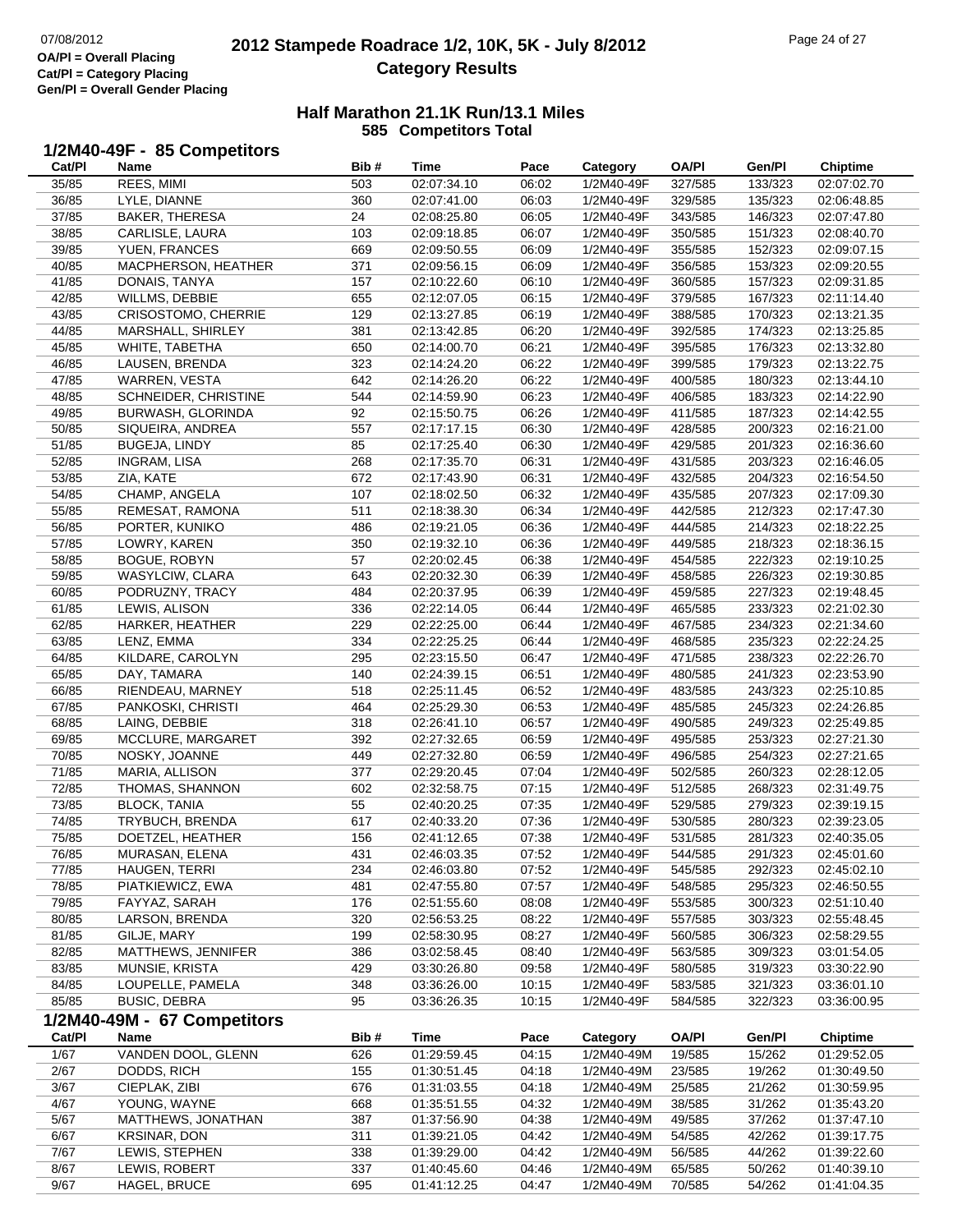# 2012 Stampede Roadrace 1/2, 10K, 5K - July 8/2012
## Category Results

OA/Pl = Overall Placing
Cat/Pl = Category Placing
Gen/Pl = Overall Gender Placing

### Half Marathon 21.1K Run/13.1 Miles
585 Competitors Total

### 1/2M40-49F - 85 Competitors

| Cat/Pl | Name | Bib # | Time | Pace | Category | OA/Pl | Gen/Pl | Chiptime |
|---|---|---|---|---|---|---|---|---|
| 35/85 | REES, MIMI | 503 | 02:07:34.10 | 06:02 | 1/2M40-49F | 327/585 | 133/323 | 02:07:02.70 |
| 36/85 | LYLE, DIANNE | 360 | 02:07:41.00 | 06:03 | 1/2M40-49F | 329/585 | 135/323 | 02:06:48.85 |
| 37/85 | BAKER, THERESA | 24 | 02:08:25.80 | 06:05 | 1/2M40-49F | 343/585 | 146/323 | 02:07:47.80 |
| 38/85 | CARLISLE, LAURA | 103 | 02:09:18.85 | 06:07 | 1/2M40-49F | 350/585 | 151/323 | 02:08:40.70 |
| 39/85 | YUEN, FRANCES | 669 | 02:09:50.55 | 06:09 | 1/2M40-49F | 355/585 | 152/323 | 02:09:07.15 |
| 40/85 | MACPHERSON, HEATHER | 371 | 02:09:56.15 | 06:09 | 1/2M40-49F | 356/585 | 153/323 | 02:09:20.55 |
| 41/85 | DONAIS, TANYA | 157 | 02:10:22.60 | 06:10 | 1/2M40-49F | 360/585 | 157/323 | 02:09:31.85 |
| 42/85 | WILLMS, DEBBIE | 655 | 02:12:07.05 | 06:15 | 1/2M40-49F | 379/585 | 167/323 | 02:11:14.40 |
| 43/85 | CRISOSTOMO, CHERRIE | 129 | 02:13:27.85 | 06:19 | 1/2M40-49F | 388/585 | 170/323 | 02:13:21.35 |
| 44/85 | MARSHALL, SHIRLEY | 381 | 02:13:42.85 | 06:20 | 1/2M40-49F | 392/585 | 174/323 | 02:13:25.85 |
| 45/85 | WHITE, TABETHA | 650 | 02:14:00.70 | 06:21 | 1/2M40-49F | 395/585 | 176/323 | 02:13:32.80 |
| 46/85 | LAUSEN, BRENDA | 323 | 02:14:24.20 | 06:22 | 1/2M40-49F | 399/585 | 179/323 | 02:13:22.75 |
| 47/85 | WARREN, VESTA | 642 | 02:14:26.20 | 06:22 | 1/2M40-49F | 400/585 | 180/323 | 02:13:44.10 |
| 48/85 | SCHNEIDER, CHRISTINE | 544 | 02:14:59.90 | 06:23 | 1/2M40-49F | 406/585 | 183/323 | 02:14:22.90 |
| 49/85 | BURWASH, GLORINDA | 92 | 02:15:50.75 | 06:26 | 1/2M40-49F | 411/585 | 187/323 | 02:14:42.55 |
| 50/85 | SIQUEIRA, ANDREA | 557 | 02:17:17.15 | 06:30 | 1/2M40-49F | 428/585 | 200/323 | 02:16:21.00 |
| 51/85 | BUGEJA, LINDY | 85 | 02:17:25.40 | 06:30 | 1/2M40-49F | 429/585 | 201/323 | 02:16:36.60 |
| 52/85 | INGRAM, LISA | 268 | 02:17:35.70 | 06:31 | 1/2M40-49F | 431/585 | 203/323 | 02:16:46.05 |
| 53/85 | ZIA, KATE | 672 | 02:17:43.90 | 06:31 | 1/2M40-49F | 432/585 | 204/323 | 02:16:54.50 |
| 54/85 | CHAMP, ANGELA | 107 | 02:18:02.50 | 06:32 | 1/2M40-49F | 435/585 | 207/323 | 02:17:09.30 |
| 55/85 | REMESAT, RAMONA | 511 | 02:18:38.30 | 06:34 | 1/2M40-49F | 442/585 | 212/323 | 02:17:47.30 |
| 56/85 | PORTER, KUNIKO | 486 | 02:19:21.05 | 06:36 | 1/2M40-49F | 444/585 | 214/323 | 02:18:22.25 |
| 57/85 | LOWRY, KAREN | 350 | 02:19:32.10 | 06:36 | 1/2M40-49F | 449/585 | 218/323 | 02:18:36.15 |
| 58/85 | BOGUE, ROBYN | 57 | 02:20:02.45 | 06:38 | 1/2M40-49F | 454/585 | 222/323 | 02:19:10.25 |
| 59/85 | WASYLCIW, CLARA | 643 | 02:20:32.30 | 06:39 | 1/2M40-49F | 458/585 | 226/323 | 02:19:30.85 |
| 60/85 | PODRUZNY, TRACY | 484 | 02:20:37.95 | 06:39 | 1/2M40-49F | 459/585 | 227/323 | 02:19:48.45 |
| 61/85 | LEWIS, ALISON | 336 | 02:22:14.05 | 06:44 | 1/2M40-49F | 465/585 | 233/323 | 02:21:02.30 |
| 62/85 | HARKER, HEATHER | 229 | 02:22:25.00 | 06:44 | 1/2M40-49F | 467/585 | 234/323 | 02:21:34.60 |
| 63/85 | LENZ, EMMA | 334 | 02:22:25.25 | 06:44 | 1/2M40-49F | 468/585 | 235/323 | 02:22:24.25 |
| 64/85 | KILDARE, CAROLYN | 295 | 02:23:15.50 | 06:47 | 1/2M40-49F | 471/585 | 238/323 | 02:22:26.70 |
| 65/85 | DAY, TAMARA | 140 | 02:24:39.15 | 06:51 | 1/2M40-49F | 480/585 | 241/323 | 02:23:53.90 |
| 66/85 | RIENDEAU, MARNEY | 518 | 02:25:11.45 | 06:52 | 1/2M40-49F | 483/585 | 243/323 | 02:25:10.85 |
| 67/85 | PANKOSKI, CHRISTI | 464 | 02:25:29.30 | 06:53 | 1/2M40-49F | 485/585 | 245/323 | 02:24:26.85 |
| 68/85 | LAING, DEBBIE | 318 | 02:26:41.10 | 06:57 | 1/2M40-49F | 490/585 | 249/323 | 02:25:49.85 |
| 69/85 | MCCLURE, MARGARET | 392 | 02:27:32.65 | 06:59 | 1/2M40-49F | 495/585 | 253/323 | 02:27:21.30 |
| 70/85 | NOSKY, JOANNE | 449 | 02:27:32.80 | 06:59 | 1/2M40-49F | 496/585 | 254/323 | 02:27:21.65 |
| 71/85 | MARIA, ALLISON | 377 | 02:29:20.45 | 07:04 | 1/2M40-49F | 502/585 | 260/323 | 02:28:12.05 |
| 72/85 | THOMAS, SHANNON | 602 | 02:32:58.75 | 07:15 | 1/2M40-49F | 512/585 | 268/323 | 02:31:49.75 |
| 73/85 | BLOCK, TANIA | 55 | 02:40:20.25 | 07:35 | 1/2M40-49F | 529/585 | 279/323 | 02:39:19.15 |
| 74/85 | TRYBUCH, BRENDA | 617 | 02:40:33.20 | 07:36 | 1/2M40-49F | 530/585 | 280/323 | 02:39:23.05 |
| 75/85 | DOETZEL, HEATHER | 156 | 02:41:12.65 | 07:38 | 1/2M40-49F | 531/585 | 281/323 | 02:40:35.05 |
| 76/85 | MURASAN, ELENA | 431 | 02:46:03.35 | 07:52 | 1/2M40-49F | 544/585 | 291/323 | 02:45:01.60 |
| 77/85 | HAUGEN, TERRI | 234 | 02:46:03.80 | 07:52 | 1/2M40-49F | 545/585 | 292/323 | 02:45:02.10 |
| 78/85 | PIATKIEWICZ, EWA | 481 | 02:47:55.80 | 07:57 | 1/2M40-49F | 548/585 | 295/323 | 02:46:50.55 |
| 79/85 | FAYYAZ, SARAH | 176 | 02:51:55.60 | 08:08 | 1/2M40-49F | 553/585 | 300/323 | 02:51:10.40 |
| 80/85 | LARSON, BRENDA | 320 | 02:56:53.25 | 08:22 | 1/2M40-49F | 557/585 | 303/323 | 02:55:48.45 |
| 81/85 | GILJE, MARY | 199 | 02:58:30.95 | 08:27 | 1/2M40-49F | 560/585 | 306/323 | 02:58:29.55 |
| 82/85 | MATTHEWS, JENNIFER | 386 | 03:02:58.45 | 08:40 | 1/2M40-49F | 563/585 | 309/323 | 03:01:54.05 |
| 83/85 | MUNSIE, KRISTA | 429 | 03:30:26.80 | 09:58 | 1/2M40-49F | 580/585 | 319/323 | 03:30:22.90 |
| 84/85 | LOUPELLE, PAMELA | 348 | 03:36:26.00 | 10:15 | 1/2M40-49F | 583/585 | 321/323 | 03:36:01.10 |
| 85/85 | BUSIC, DEBRA | 95 | 03:36:26.35 | 10:15 | 1/2M40-49F | 584/585 | 322/323 | 03:36:00.95 |

### 1/2M40-49M - 67 Competitors

| Cat/Pl | Name | Bib # | Time | Pace | Category | OA/Pl | Gen/Pl | Chiptime |
|---|---|---|---|---|---|---|---|---|
| 1/67 | VANDEN DOOL, GLENN | 626 | 01:29:59.45 | 04:15 | 1/2M40-49M | 19/585 | 15/262 | 01:29:52.05 |
| 2/67 | DODDS, RICH | 155 | 01:30:51.45 | 04:18 | 1/2M40-49M | 23/585 | 19/262 | 01:30:49.50 |
| 3/67 | CIEPLAK, ZIBI | 676 | 01:31:03.55 | 04:18 | 1/2M40-49M | 25/585 | 21/262 | 01:30:59.95 |
| 4/67 | YOUNG, WAYNE | 668 | 01:35:51.55 | 04:32 | 1/2M40-49M | 38/585 | 31/262 | 01:35:43.20 |
| 5/67 | MATTHEWS, JONATHAN | 387 | 01:37:56.90 | 04:38 | 1/2M40-49M | 49/585 | 37/262 | 01:37:47.10 |
| 6/67 | KRSINAR, DON | 311 | 01:39:21.05 | 04:42 | 1/2M40-49M | 54/585 | 42/262 | 01:39:17.75 |
| 7/67 | LEWIS, STEPHEN | 338 | 01:39:29.00 | 04:42 | 1/2M40-49M | 56/585 | 44/262 | 01:39:22.60 |
| 8/67 | LEWIS, ROBERT | 337 | 01:40:45.60 | 04:46 | 1/2M40-49M | 65/585 | 50/262 | 01:40:39.10 |
| 9/67 | HAGEL, BRUCE | 695 | 01:41:12.25 | 04:47 | 1/2M40-49M | 70/585 | 54/262 | 01:41:04.35 |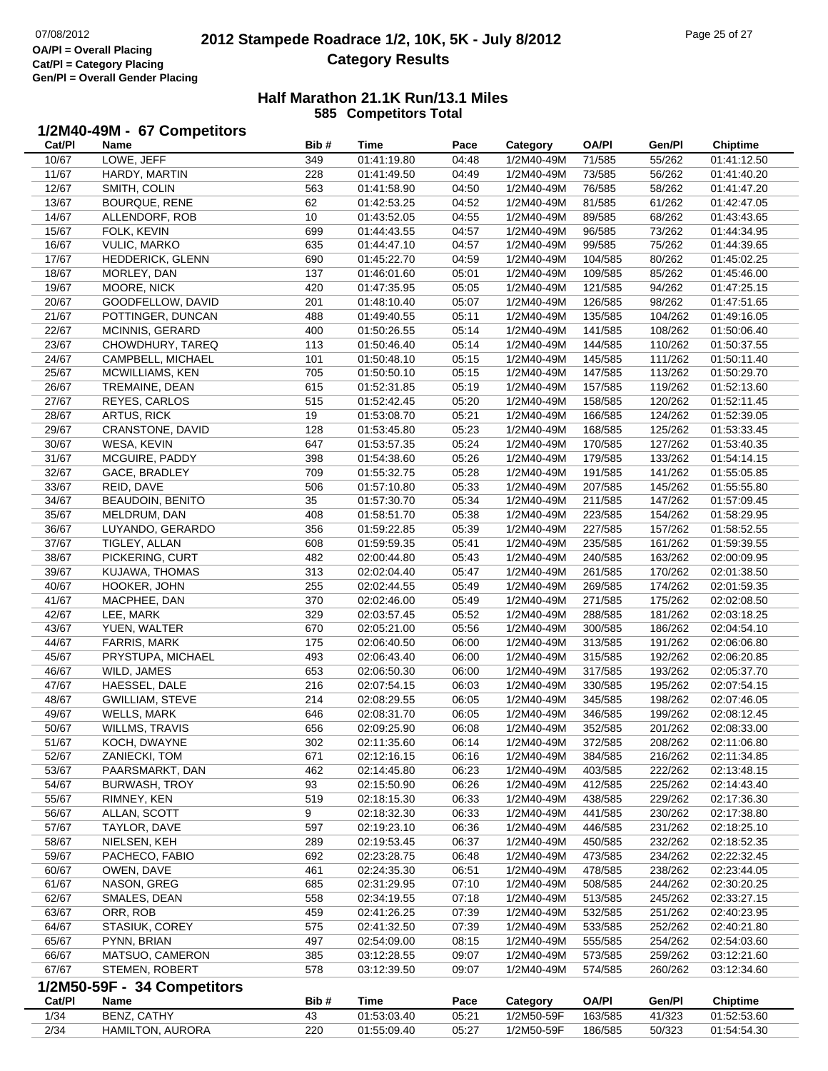# 2012 Stampede Roadrace 1/2, 10K, 5K - July 8/2012

## Category Results

OA/Pl = Overall Placing
Cat/Pl = Category Placing
Gen/Pl = Overall Gender Placing

### Half Marathon 21.1K Run/13.1 Miles

**585 Competitors Total**

### 1/2M40-49M - 67 Competitors

| Cat/Pl | Name | Bib # | Time | Pace | Category | OA/Pl | Gen/Pl | Chiptime |
|---|---|---|---|---|---|---|---|---|
| 10/67 | LOWE, JEFF | 349 | 01:41:19.80 | 04:48 | 1/2M40-49M | 71/585 | 55/262 | 01:41:12.50 |
| 11/67 | HARDY, MARTIN | 228 | 01:41:49.50 | 04:49 | 1/2M40-49M | 73/585 | 56/262 | 01:41:40.20 |
| 12/67 | SMITH, COLIN | 563 | 01:41:58.90 | 04:50 | 1/2M40-49M | 76/585 | 58/262 | 01:41:47.20 |
| 13/67 | BOURQUE, RENE | 62 | 01:42:53.25 | 04:52 | 1/2M40-49M | 81/585 | 61/262 | 01:42:47.05 |
| 14/67 | ALLENDORF, ROB | 10 | 01:43:52.05 | 04:55 | 1/2M40-49M | 89/585 | 68/262 | 01:43:43.65 |
| 15/67 | FOLK, KEVIN | 699 | 01:44:43.55 | 04:57 | 1/2M40-49M | 96/585 | 73/262 | 01:44:34.95 |
| 16/67 | VULIC, MARKO | 635 | 01:44:47.10 | 04:57 | 1/2M40-49M | 99/585 | 75/262 | 01:44:39.65 |
| 17/67 | HEDDERICK, GLENN | 690 | 01:45:22.70 | 04:59 | 1/2M40-49M | 104/585 | 80/262 | 01:45:02.25 |
| 18/67 | MORLEY, DAN | 137 | 01:46:01.60 | 05:01 | 1/2M40-49M | 109/585 | 85/262 | 01:45:46.00 |
| 19/67 | MOORE, NICK | 420 | 01:47:35.95 | 05:05 | 1/2M40-49M | 121/585 | 94/262 | 01:47:25.15 |
| 20/67 | GOODFELLOW, DAVID | 201 | 01:48:10.40 | 05:07 | 1/2M40-49M | 126/585 | 98/262 | 01:47:51.65 |
| 21/67 | POTTINGER, DUNCAN | 488 | 01:49:40.55 | 05:11 | 1/2M40-49M | 135/585 | 104/262 | 01:49:16.05 |
| 22/67 | MCINNIS, GERARD | 400 | 01:50:26.55 | 05:14 | 1/2M40-49M | 141/585 | 108/262 | 01:50:06.40 |
| 23/67 | CHOWDHURY, TAREQ | 113 | 01:50:46.40 | 05:14 | 1/2M40-49M | 144/585 | 110/262 | 01:50:37.55 |
| 24/67 | CAMPBELL, MICHAEL | 101 | 01:50:48.10 | 05:15 | 1/2M40-49M | 145/585 | 111/262 | 01:50:11.40 |
| 25/67 | MCWILLIAMS, KEN | 705 | 01:50:50.10 | 05:15 | 1/2M40-49M | 147/585 | 113/262 | 01:50:29.70 |
| 26/67 | TREMAINE, DEAN | 615 | 01:52:31.85 | 05:19 | 1/2M40-49M | 157/585 | 119/262 | 01:52:13.60 |
| 27/67 | REYES, CARLOS | 515 | 01:52:42.45 | 05:20 | 1/2M40-49M | 158/585 | 120/262 | 01:52:11.45 |
| 28/67 | ARTUS, RICK | 19 | 01:53:08.70 | 05:21 | 1/2M40-49M | 166/585 | 124/262 | 01:52:39.05 |
| 29/67 | CRANSTONE, DAVID | 128 | 01:53:45.80 | 05:23 | 1/2M40-49M | 168/585 | 125/262 | 01:53:33.45 |
| 30/67 | WESA, KEVIN | 647 | 01:53:57.35 | 05:24 | 1/2M40-49M | 170/585 | 127/262 | 01:53:40.35 |
| 31/67 | MCGUIRE, PADDY | 398 | 01:54:38.60 | 05:26 | 1/2M40-49M | 179/585 | 133/262 | 01:54:14.15 |
| 32/67 | GACE, BRADLEY | 709 | 01:55:32.75 | 05:28 | 1/2M40-49M | 191/585 | 141/262 | 01:55:05.85 |
| 33/67 | REID, DAVE | 506 | 01:57:10.80 | 05:33 | 1/2M40-49M | 207/585 | 145/262 | 01:55:55.80 |
| 34/67 | BEAUDOIN, BENITO | 35 | 01:57:30.70 | 05:34 | 1/2M40-49M | 211/585 | 147/262 | 01:57:09.45 |
| 35/67 | MELDRUM, DAN | 408 | 01:58:51.70 | 05:38 | 1/2M40-49M | 223/585 | 154/262 | 01:58:29.95 |
| 36/67 | LUYANDO, GERARDO | 356 | 01:59:22.85 | 05:39 | 1/2M40-49M | 227/585 | 157/262 | 01:58:52.55 |
| 37/67 | TIGLEY, ALLAN | 608 | 01:59:59.35 | 05:41 | 1/2M40-49M | 235/585 | 161/262 | 01:59:39.55 |
| 38/67 | PICKERING, CURT | 482 | 02:00:44.80 | 05:43 | 1/2M40-49M | 240/585 | 163/262 | 02:00:09.95 |
| 39/67 | KUJAWA, THOMAS | 313 | 02:02:04.40 | 05:47 | 1/2M40-49M | 261/585 | 170/262 | 02:01:38.50 |
| 40/67 | HOOKER, JOHN | 255 | 02:02:44.55 | 05:49 | 1/2M40-49M | 269/585 | 174/262 | 02:01:59.35 |
| 41/67 | MACPHEE, DAN | 370 | 02:02:46.00 | 05:49 | 1/2M40-49M | 271/585 | 175/262 | 02:02:08.50 |
| 42/67 | LEE, MARK | 329 | 02:03:57.45 | 05:52 | 1/2M40-49M | 288/585 | 181/262 | 02:03:18.25 |
| 43/67 | YUEN, WALTER | 670 | 02:05:21.00 | 05:56 | 1/2M40-49M | 300/585 | 186/262 | 02:04:54.10 |
| 44/67 | FARRIS, MARK | 175 | 02:06:40.50 | 06:00 | 1/2M40-49M | 313/585 | 191/262 | 02:06:06.80 |
| 45/67 | PRYSTUPA, MICHAEL | 493 | 02:06:43.40 | 06:00 | 1/2M40-49M | 315/585 | 192/262 | 02:06:20.85 |
| 46/67 | WILD, JAMES | 653 | 02:06:50.30 | 06:00 | 1/2M40-49M | 317/585 | 193/262 | 02:05:37.70 |
| 47/67 | HAESSEL, DALE | 216 | 02:07:54.15 | 06:03 | 1/2M40-49M | 330/585 | 195/262 | 02:07:54.15 |
| 48/67 | GWILLIAM, STEVE | 214 | 02:08:29.55 | 06:05 | 1/2M40-49M | 345/585 | 198/262 | 02:07:46.05 |
| 49/67 | WELLS, MARK | 646 | 02:08:31.70 | 06:05 | 1/2M40-49M | 346/585 | 199/262 | 02:08:12.45 |
| 50/67 | WILLMS, TRAVIS | 656 | 02:09:25.90 | 06:08 | 1/2M40-49M | 352/585 | 201/262 | 02:08:33.00 |
| 51/67 | KOCH, DWAYNE | 302 | 02:11:35.60 | 06:14 | 1/2M40-49M | 372/585 | 208/262 | 02:11:06.80 |
| 52/67 | ZANIECKI, TOM | 671 | 02:12:16.15 | 06:16 | 1/2M40-49M | 384/585 | 216/262 | 02:11:34.85 |
| 53/67 | PAARSMARKT, DAN | 462 | 02:14:45.80 | 06:23 | 1/2M40-49M | 403/585 | 222/262 | 02:13:48.15 |
| 54/67 | BURWASH, TROY | 93 | 02:15:50.90 | 06:26 | 1/2M40-49M | 412/585 | 225/262 | 02:14:43.40 |
| 55/67 | RIMNEY, KEN | 519 | 02:18:15.30 | 06:33 | 1/2M40-49M | 438/585 | 229/262 | 02:17:36.30 |
| 56/67 | ALLAN, SCOTT | 9 | 02:18:32.30 | 06:33 | 1/2M40-49M | 441/585 | 230/262 | 02:17:38.80 |
| 57/67 | TAYLOR, DAVE | 597 | 02:19:23.10 | 06:36 | 1/2M40-49M | 446/585 | 231/262 | 02:18:25.10 |
| 58/67 | NIELSEN, KEH | 289 | 02:19:53.45 | 06:37 | 1/2M40-49M | 450/585 | 232/262 | 02:18:52.35 |
| 59/67 | PACHECO, FABIO | 692 | 02:23:28.75 | 06:48 | 1/2M40-49M | 473/585 | 234/262 | 02:22:32.45 |
| 60/67 | OWEN, DAVE | 461 | 02:24:35.30 | 06:51 | 1/2M40-49M | 478/585 | 238/262 | 02:23:44.05 |
| 61/67 | NASON, GREG | 685 | 02:31:29.95 | 07:10 | 1/2M40-49M | 508/585 | 244/262 | 02:30:20.25 |
| 62/67 | SMALES, DEAN | 558 | 02:34:19.55 | 07:18 | 1/2M40-49M | 513/585 | 245/262 | 02:33:27.15 |
| 63/67 | ORR, ROB | 459 | 02:41:26.25 | 07:39 | 1/2M40-49M | 532/585 | 251/262 | 02:40:23.95 |
| 64/67 | STASIUK, COREY | 575 | 02:41:32.50 | 07:39 | 1/2M40-49M | 533/585 | 252/262 | 02:40:21.80 |
| 65/67 | PYNN, BRIAN | 497 | 02:54:09.00 | 08:15 | 1/2M40-49M | 555/585 | 254/262 | 02:54:03.60 |
| 66/67 | MATSUO, CAMERON | 385 | 03:12:28.55 | 09:07 | 1/2M40-49M | 573/585 | 259/262 | 03:12:21.60 |
| 67/67 | STEMEN, ROBERT | 578 | 03:12:39.50 | 09:07 | 1/2M40-49M | 574/585 | 260/262 | 03:12:34.60 |

### 1/2M50-59F - 34 Competitors

| Cat/Pl | Name | Bib # | Time | Pace | Category | OA/Pl | Gen/Pl | Chiptime |
|---|---|---|---|---|---|---|---|---|
| 1/34 | BENZ, CATHY | 43 | 01:53:03.40 | 05:21 | 1/2M50-59F | 163/585 | 41/323 | 01:52:53.60 |
| 2/34 | HAMILTON, AURORA | 220 | 01:55:09.40 | 05:27 | 1/2M50-59F | 186/585 | 50/323 | 01:54:54.30 |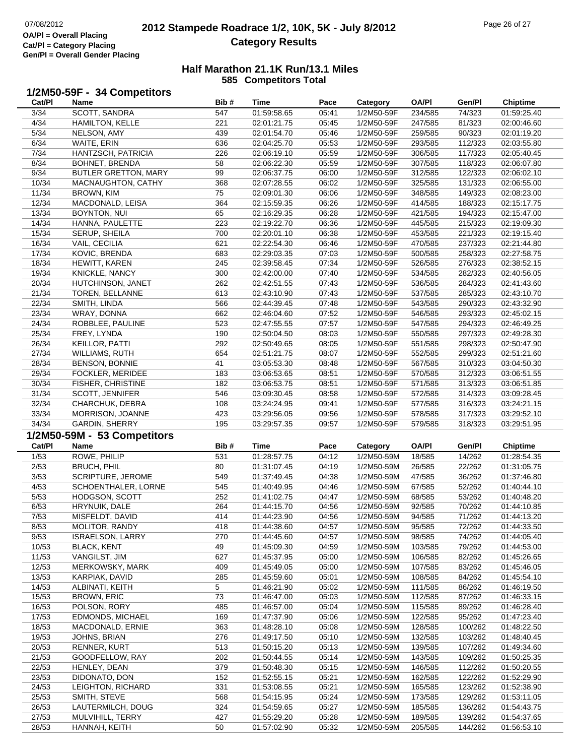# 2012 Stampede Roadrace 1/2, 10K, 5K - July 8/2012

## Category Results

OA/Pl = Overall Placing
Cat/Pl = Category Placing
Gen/Pl = Overall Gender Placing

### Half Marathon 21.1K Run/13.1 Miles
585 Competitors Total

### 1/2M50-59F - 34 Competitors

| Cat/Pl | Name | Bib # | Time | Pace | Category | OA/Pl | Gen/Pl | Chiptime |
|---|---|---|---|---|---|---|---|---|
| 3/34 | SCOTT, SANDRA | 547 | 01:59:58.65 | 05:41 | 1/2M50-59F | 234/585 | 74/323 | 01:59:25.40 |
| 4/34 | HAMILTON, KELLE | 221 | 02:01:21.75 | 05:45 | 1/2M50-59F | 247/585 | 81/323 | 02:00:46.60 |
| 5/34 | NELSON, AMY | 439 | 02:01:54.70 | 05:46 | 1/2M50-59F | 259/585 | 90/323 | 02:01:19.20 |
| 6/34 | WAITE, ERIN | 636 | 02:04:25.70 | 05:53 | 1/2M50-59F | 293/585 | 112/323 | 02:03:55.80 |
| 7/34 | HANTZSCH, PATRICIA | 226 | 02:06:19.10 | 05:59 | 1/2M50-59F | 306/585 | 117/323 | 02:05:40.45 |
| 8/34 | BOHNET, BRENDA | 58 | 02:06:22.30 | 05:59 | 1/2M50-59F | 307/585 | 118/323 | 02:06:07.80 |
| 9/34 | BUTLER GRETTON, MARY | 99 | 02:06:37.75 | 06:00 | 1/2M50-59F | 312/585 | 122/323 | 02:06:02.10 |
| 10/34 | MACNAUGHTON, CATHY | 368 | 02:07:28.55 | 06:02 | 1/2M50-59F | 325/585 | 131/323 | 02:06:55.00 |
| 11/34 | BROWN, KIM | 75 | 02:09:01.30 | 06:06 | 1/2M50-59F | 348/585 | 149/323 | 02:08:23.00 |
| 12/34 | MACDONALD, LEISA | 364 | 02:15:59.35 | 06:26 | 1/2M50-59F | 414/585 | 188/323 | 02:15:17.75 |
| 13/34 | BOYNTON, NUI | 65 | 02:16:29.35 | 06:28 | 1/2M50-59F | 421/585 | 194/323 | 02:15:47.00 |
| 14/34 | HANNA, PAULETTE | 223 | 02:19:22.70 | 06:36 | 1/2M50-59F | 445/585 | 215/323 | 02:19:09.30 |
| 15/34 | SERUP, SHEILA | 700 | 02:20:01.10 | 06:38 | 1/2M50-59F | 453/585 | 221/323 | 02:19:15.40 |
| 16/34 | VAIL, CECILIA | 621 | 02:22:54.30 | 06:46 | 1/2M50-59F | 470/585 | 237/323 | 02:21:44.80 |
| 17/34 | KOVIC, BRENDA | 683 | 02:29:03.35 | 07:03 | 1/2M50-59F | 500/585 | 258/323 | 02:27:58.75 |
| 18/34 | HEWITT, KAREN | 245 | 02:39:58.45 | 07:34 | 1/2M50-59F | 526/585 | 276/323 | 02:38:52.15 |
| 19/34 | KNICKLE, NANCY | 300 | 02:42:00.00 | 07:40 | 1/2M50-59F | 534/585 | 282/323 | 02:40:56.05 |
| 20/34 | HUTCHINSON, JANET | 262 | 02:42:51.55 | 07:43 | 1/2M50-59F | 536/585 | 284/323 | 02:41:43.60 |
| 21/34 | TOREN, BELLANNE | 613 | 02:43:10.90 | 07:43 | 1/2M50-59F | 537/585 | 285/323 | 02:43:10.70 |
| 22/34 | SMITH, LINDA | 566 | 02:44:39.45 | 07:48 | 1/2M50-59F | 543/585 | 290/323 | 02:43:32.90 |
| 23/34 | WRAY, DONNA | 662 | 02:46:04.60 | 07:52 | 1/2M50-59F | 546/585 | 293/323 | 02:45:02.15 |
| 24/34 | ROBBLEE, PAULINE | 523 | 02:47:55.55 | 07:57 | 1/2M50-59F | 547/585 | 294/323 | 02:46:49.25 |
| 25/34 | FREY, LYNDA | 190 | 02:50:04.50 | 08:03 | 1/2M50-59F | 550/585 | 297/323 | 02:49:28.30 |
| 26/34 | KEILLOR, PATTI | 292 | 02:50:49.65 | 08:05 | 1/2M50-59F | 551/585 | 298/323 | 02:50:47.90 |
| 27/34 | WILLIAMS, RUTH | 654 | 02:51:21.75 | 08:07 | 1/2M50-59F | 552/585 | 299/323 | 02:51:21.60 |
| 28/34 | BENSON, BONNIE | 41 | 03:05:53.30 | 08:48 | 1/2M50-59F | 567/585 | 310/323 | 03:04:50.30 |
| 29/34 | FOCKLER, MERIDEE | 183 | 03:06:53.65 | 08:51 | 1/2M50-59F | 570/585 | 312/323 | 03:06:51.55 |
| 30/34 | FISHER, CHRISTINE | 182 | 03:06:53.75 | 08:51 | 1/2M50-59F | 571/585 | 313/323 | 03:06:51.85 |
| 31/34 | SCOTT, JENNIFER | 546 | 03:09:30.45 | 08:58 | 1/2M50-59F | 572/585 | 314/323 | 03:09:28.45 |
| 32/34 | CHARCHUK, DEBRA | 108 | 03:24:24.95 | 09:41 | 1/2M50-59F | 577/585 | 316/323 | 03:24:21.15 |
| 33/34 | MORRISON, JOANNE | 423 | 03:29:56.05 | 09:56 | 1/2M50-59F | 578/585 | 317/323 | 03:29:52.10 |
| 34/34 | GARDIN, SHERRY | 195 | 03:29:57.35 | 09:57 | 1/2M50-59F | 579/585 | 318/323 | 03:29:51.95 |

### 1/2M50-59M - 53 Competitors

| Cat/Pl | Name | Bib # | Time | Pace | Category | OA/Pl | Gen/Pl | Chiptime |
|---|---|---|---|---|---|---|---|---|
| 1/53 | ROWE, PHILIP | 531 | 01:28:57.75 | 04:12 | 1/2M50-59M | 18/585 | 14/262 | 01:28:54.35 |
| 2/53 | BRUCH, PHIL | 80 | 01:31:07.45 | 04:19 | 1/2M50-59M | 26/585 | 22/262 | 01:31:05.75 |
| 3/53 | SCRIPTURE, JEROME | 549 | 01:37:49.45 | 04:38 | 1/2M50-59M | 47/585 | 36/262 | 01:37:46.80 |
| 4/53 | SCHOENTHALER, LORNE | 545 | 01:40:49.95 | 04:46 | 1/2M50-59M | 67/585 | 52/262 | 01:40:44.10 |
| 5/53 | HODGSON, SCOTT | 252 | 01:41:02.75 | 04:47 | 1/2M50-59M | 68/585 | 53/262 | 01:40:48.20 |
| 6/53 | HRYNUIK, DALE | 264 | 01:44:15.70 | 04:56 | 1/2M50-59M | 92/585 | 70/262 | 01:44:10.85 |
| 7/53 | MISFELDT, DAVID | 414 | 01:44:23.90 | 04:56 | 1/2M50-59M | 94/585 | 71/262 | 01:44:13.20 |
| 8/53 | MOLITOR, RANDY | 418 | 01:44:38.60 | 04:57 | 1/2M50-59M | 95/585 | 72/262 | 01:44:33.50 |
| 9/53 | ISRAELSON, LARRY | 270 | 01:44:45.60 | 04:57 | 1/2M50-59M | 98/585 | 74/262 | 01:44:05.40 |
| 10/53 | BLACK, KENT | 49 | 01:45:09.30 | 04:59 | 1/2M50-59M | 103/585 | 79/262 | 01:44:53.00 |
| 11/53 | VANGILST, JIM | 627 | 01:45:37.95 | 05:00 | 1/2M50-59M | 106/585 | 82/262 | 01:45:26.65 |
| 12/53 | MERKOWSKY, MARK | 409 | 01:45:49.05 | 05:00 | 1/2M50-59M | 107/585 | 83/262 | 01:45:46.05 |
| 13/53 | KARPIAK, DAVID | 285 | 01:45:59.60 | 05:01 | 1/2M50-59M | 108/585 | 84/262 | 01:45:54.10 |
| 14/53 | ALBINATI, KEITH | 5 | 01:46:21.90 | 05:02 | 1/2M50-59M | 111/585 | 86/262 | 01:46:19.50 |
| 15/53 | BROWN, ERIC | 73 | 01:46:47.00 | 05:03 | 1/2M50-59M | 112/585 | 87/262 | 01:46:33.15 |
| 16/53 | POLSON, RORY | 485 | 01:46:57.00 | 05:04 | 1/2M50-59M | 115/585 | 89/262 | 01:46:28.40 |
| 17/53 | EDMONDS, MICHAEL | 169 | 01:47:37.90 | 05:06 | 1/2M50-59M | 122/585 | 95/262 | 01:47:23.40 |
| 18/53 | MACDONALD, ERNIE | 363 | 01:48:28.10 | 05:08 | 1/2M50-59M | 128/585 | 100/262 | 01:48:22.50 |
| 19/53 | JOHNS, BRIAN | 276 | 01:49:17.50 | 05:10 | 1/2M50-59M | 132/585 | 103/262 | 01:48:40.45 |
| 20/53 | RENNER, KURT | 513 | 01:50:15.20 | 05:13 | 1/2M50-59M | 139/585 | 107/262 | 01:49:34.60 |
| 21/53 | GOODFELLOW, RAY | 202 | 01:50:44.55 | 05:14 | 1/2M50-59M | 143/585 | 109/262 | 01:50:25.35 |
| 22/53 | HENLEY, DEAN | 379 | 01:50:48.30 | 05:15 | 1/2M50-59M | 146/585 | 112/262 | 01:50:20.55 |
| 23/53 | DIDONATO, DON | 152 | 01:52:55.15 | 05:21 | 1/2M50-59M | 162/585 | 122/262 | 01:52:29.90 |
| 24/53 | LEIGHTON, RICHARD | 331 | 01:53:08.55 | 05:21 | 1/2M50-59M | 165/585 | 123/262 | 01:52:38.90 |
| 25/53 | SMITH, STEVE | 568 | 01:54:15.95 | 05:24 | 1/2M50-59M | 173/585 | 129/262 | 01:53:11.05 |
| 26/53 | LAUTERMILCH, DOUG | 324 | 01:54:59.65 | 05:27 | 1/2M50-59M | 185/585 | 136/262 | 01:54:43.75 |
| 27/53 | MULVIHILL, TERRY | 427 | 01:55:29.20 | 05:28 | 1/2M50-59M | 189/585 | 139/262 | 01:54:37.65 |
| 28/53 | HANNAH, KEITH | 50 | 01:57:02.90 | 05:32 | 1/2M50-59M | 205/585 | 144/262 | 01:56:53.10 |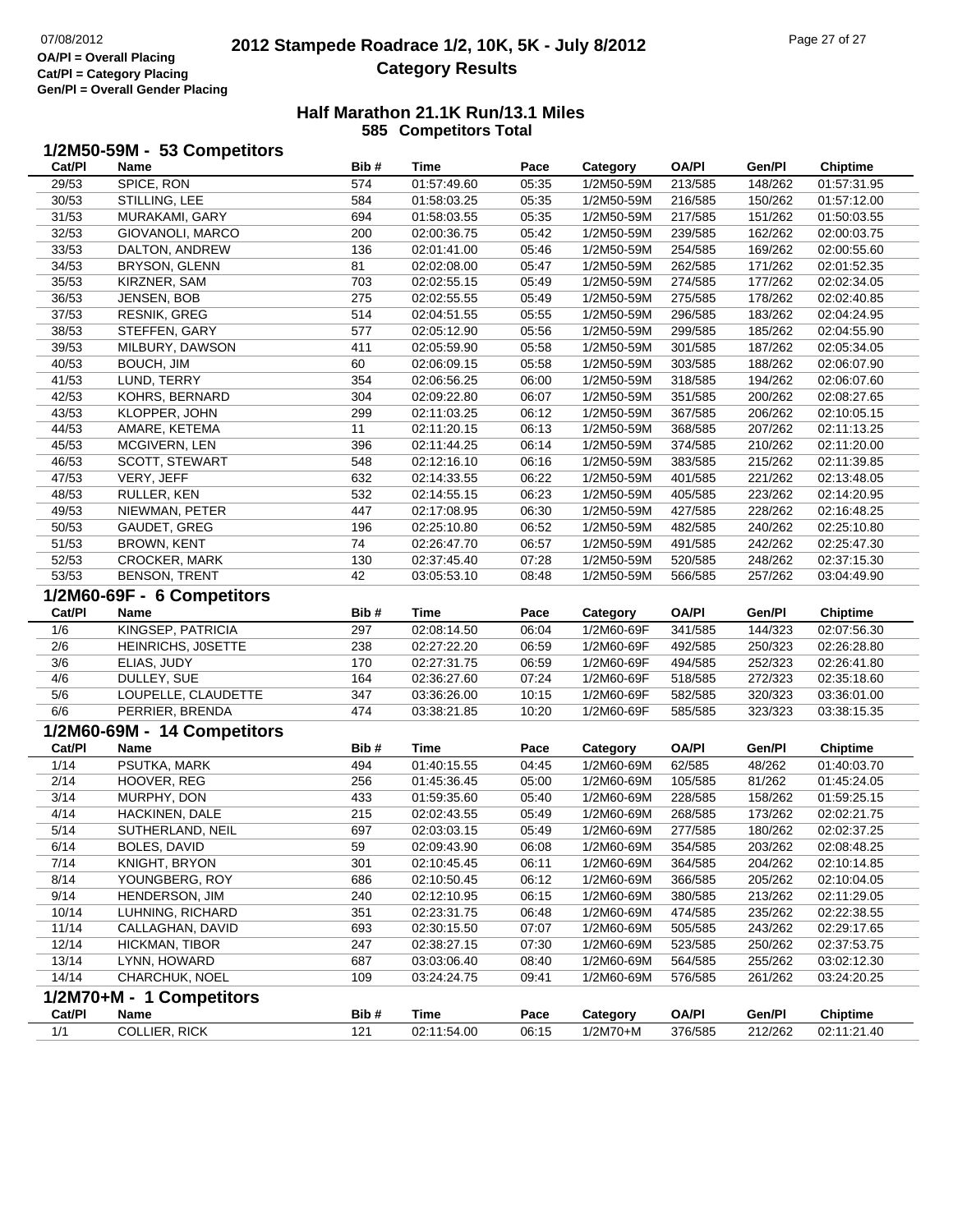# 2012 Stampede Roadrace 1/2, 10K, 5K - July 8/2012

## Category Results

OA/Pl = Overall Placing
Cat/Pl = Category Placing
Gen/Pl = Overall Gender Placing

### Half Marathon 21.1K Run/13.1 Miles

585 Competitors Total

#### 1/2M50-59M - 53 Competitors

| Cat/Pl | Name | Bib # | Time | Pace | Category | OA/Pl | Gen/Pl | Chiptime |
|---|---|---|---|---|---|---|---|---|
| 29/53 | SPICE, RON | 574 | 01:57:49.60 | 05:35 | 1/2M50-59M | 213/585 | 148/262 | 01:57:31.95 |
| 30/53 | STILLING, LEE | 584 | 01:58:03.25 | 05:35 | 1/2M50-59M | 216/585 | 150/262 | 01:57:12.00 |
| 31/53 | MURAKAMI, GARY | 694 | 01:58:03.55 | 05:35 | 1/2M50-59M | 217/585 | 151/262 | 01:50:03.55 |
| 32/53 | GIOVANOLI, MARCO | 200 | 02:00:36.75 | 05:42 | 1/2M50-59M | 239/585 | 162/262 | 02:00:03.75 |
| 33/53 | DALTON, ANDREW | 136 | 02:01:41.00 | 05:46 | 1/2M50-59M | 254/585 | 169/262 | 02:00:55.60 |
| 34/53 | BRYSON, GLENN | 81 | 02:02:08.00 | 05:47 | 1/2M50-59M | 262/585 | 171/262 | 02:01:52.35 |
| 35/53 | KIRZNER, SAM | 703 | 02:02:55.15 | 05:49 | 1/2M50-59M | 274/585 | 177/262 | 02:02:34.05 |
| 36/53 | JENSEN, BOB | 275 | 02:02:55.55 | 05:49 | 1/2M50-59M | 275/585 | 178/262 | 02:02:40.85 |
| 37/53 | RESNIK, GREG | 514 | 02:04:51.55 | 05:55 | 1/2M50-59M | 296/585 | 183/262 | 02:04:24.95 |
| 38/53 | STEFFEN, GARY | 577 | 02:05:12.90 | 05:56 | 1/2M50-59M | 299/585 | 185/262 | 02:04:55.90 |
| 39/53 | MILBURY, DAWSON | 411 | 02:05:59.90 | 05:58 | 1/2M50-59M | 301/585 | 187/262 | 02:05:34.05 |
| 40/53 | BOUCH, JIM | 60 | 02:06:09.15 | 05:58 | 1/2M50-59M | 303/585 | 188/262 | 02:06:07.90 |
| 41/53 | LUND, TERRY | 354 | 02:06:56.25 | 06:00 | 1/2M50-59M | 318/585 | 194/262 | 02:06:07.60 |
| 42/53 | KOHRS, BERNARD | 304 | 02:09:22.80 | 06:07 | 1/2M50-59M | 351/585 | 200/262 | 02:08:27.65 |
| 43/53 | KLOPPER, JOHN | 299 | 02:11:03.25 | 06:12 | 1/2M50-59M | 367/585 | 206/262 | 02:10:05.15 |
| 44/53 | AMARE, KETEMA | 11 | 02:11:20.15 | 06:13 | 1/2M50-59M | 368/585 | 207/262 | 02:11:13.25 |
| 45/53 | MCGIVERN, LEN | 396 | 02:11:44.25 | 06:14 | 1/2M50-59M | 374/585 | 210/262 | 02:11:20.00 |
| 46/53 | SCOTT, STEWART | 548 | 02:12:16.10 | 06:16 | 1/2M50-59M | 383/585 | 215/262 | 02:11:39.85 |
| 47/53 | VERY, JEFF | 632 | 02:14:33.55 | 06:22 | 1/2M50-59M | 401/585 | 221/262 | 02:13:48.05 |
| 48/53 | RULLER, KEN | 532 | 02:14:55.15 | 06:23 | 1/2M50-59M | 405/585 | 223/262 | 02:14:20.95 |
| 49/53 | NIEWMAN, PETER | 447 | 02:17:08.95 | 06:30 | 1/2M50-59M | 427/585 | 228/262 | 02:16:48.25 |
| 50/53 | GAUDET, GREG | 196 | 02:25:10.80 | 06:52 | 1/2M50-59M | 482/585 | 240/262 | 02:25:10.80 |
| 51/53 | BROWN, KENT | 74 | 02:26:47.70 | 06:57 | 1/2M50-59M | 491/585 | 242/262 | 02:25:47.30 |
| 52/53 | CROCKER, MARK | 130 | 02:37:45.40 | 07:28 | 1/2M50-59M | 520/585 | 248/262 | 02:37:15.30 |
| 53/53 | BENSON, TRENT | 42 | 03:05:53.10 | 08:48 | 1/2M50-59M | 566/585 | 257/262 | 03:04:49.90 |

#### 1/2M60-69F - 6 Competitors

| Cat/Pl | Name | Bib # | Time | Pace | Category | OA/Pl | Gen/Pl | Chiptime |
|---|---|---|---|---|---|---|---|---|
| 1/6 | KINGSEP, PATRICIA | 297 | 02:08:14.50 | 06:04 | 1/2M60-69F | 341/585 | 144/323 | 02:07:56.30 |
| 2/6 | HEINRICHS, J0SETTE | 238 | 02:27:22.20 | 06:59 | 1/2M60-69F | 492/585 | 250/323 | 02:26:28.80 |
| 3/6 | ELIAS, JUDY | 170 | 02:27:31.75 | 06:59 | 1/2M60-69F | 494/585 | 252/323 | 02:26:41.80 |
| 4/6 | DULLEY, SUE | 164 | 02:36:27.60 | 07:24 | 1/2M60-69F | 518/585 | 272/323 | 02:35:18.60 |
| 5/6 | LOUPELLE, CLAUDETTE | 347 | 03:36:26.00 | 10:15 | 1/2M60-69F | 582/585 | 320/323 | 03:36:01.00 |
| 6/6 | PERRIER, BRENDA | 474 | 03:38:21.85 | 10:20 | 1/2M60-69F | 585/585 | 323/323 | 03:38:15.35 |

#### 1/2M60-69M - 14 Competitors

| Cat/Pl | Name | Bib # | Time | Pace | Category | OA/Pl | Gen/Pl | Chiptime |
|---|---|---|---|---|---|---|---|---|
| 1/14 | PSUTKA, MARK | 494 | 01:40:15.55 | 04:45 | 1/2M60-69M | 62/585 | 48/262 | 01:40:03.70 |
| 2/14 | HOOVER, REG | 256 | 01:45:36.45 | 05:00 | 1/2M60-69M | 105/585 | 81/262 | 01:45:24.05 |
| 3/14 | MURPHY, DON | 433 | 01:59:35.60 | 05:40 | 1/2M60-69M | 228/585 | 158/262 | 01:59:25.15 |
| 4/14 | HACKINEN, DALE | 215 | 02:02:43.55 | 05:49 | 1/2M60-69M | 268/585 | 173/262 | 02:02:21.75 |
| 5/14 | SUTHERLAND, NEIL | 697 | 02:03:03.15 | 05:49 | 1/2M60-69M | 277/585 | 180/262 | 02:02:37.25 |
| 6/14 | BOLES, DAVID | 59 | 02:09:43.90 | 06:08 | 1/2M60-69M | 354/585 | 203/262 | 02:08:48.25 |
| 7/14 | KNIGHT, BRYON | 301 | 02:10:45.45 | 06:11 | 1/2M60-69M | 364/585 | 204/262 | 02:10:14.85 |
| 8/14 | YOUNGBERG, ROY | 686 | 02:10:50.45 | 06:12 | 1/2M60-69M | 366/585 | 205/262 | 02:10:04.05 |
| 9/14 | HENDERSON, JIM | 240 | 02:12:10.95 | 06:15 | 1/2M60-69M | 380/585 | 213/262 | 02:11:29.05 |
| 10/14 | LUHNING, RICHARD | 351 | 02:23:31.75 | 06:48 | 1/2M60-69M | 474/585 | 235/262 | 02:22:38.55 |
| 11/14 | CALLAGHAN, DAVID | 693 | 02:30:15.50 | 07:07 | 1/2M60-69M | 505/585 | 243/262 | 02:29:17.65 |
| 12/14 | HICKMAN, TIBOR | 247 | 02:38:27.15 | 07:30 | 1/2M60-69M | 523/585 | 250/262 | 02:37:53.75 |
| 13/14 | LYNN, HOWARD | 687 | 03:03:06.40 | 08:40 | 1/2M60-69M | 564/585 | 255/262 | 03:02:12.30 |
| 14/14 | CHARCHUK, NOEL | 109 | 03:24:24.75 | 09:41 | 1/2M60-69M | 576/585 | 261/262 | 03:24:20.25 |

#### 1/2M70+M - 1 Competitors

| Cat/Pl | Name | Bib # | Time | Pace | Category | OA/Pl | Gen/Pl | Chiptime |
|---|---|---|---|---|---|---|---|---|
| 1/1 | COLLIER, RICK | 121 | 02:11:54.00 | 06:15 | 1/2M70+M | 376/585 | 212/262 | 02:11:21.40 |